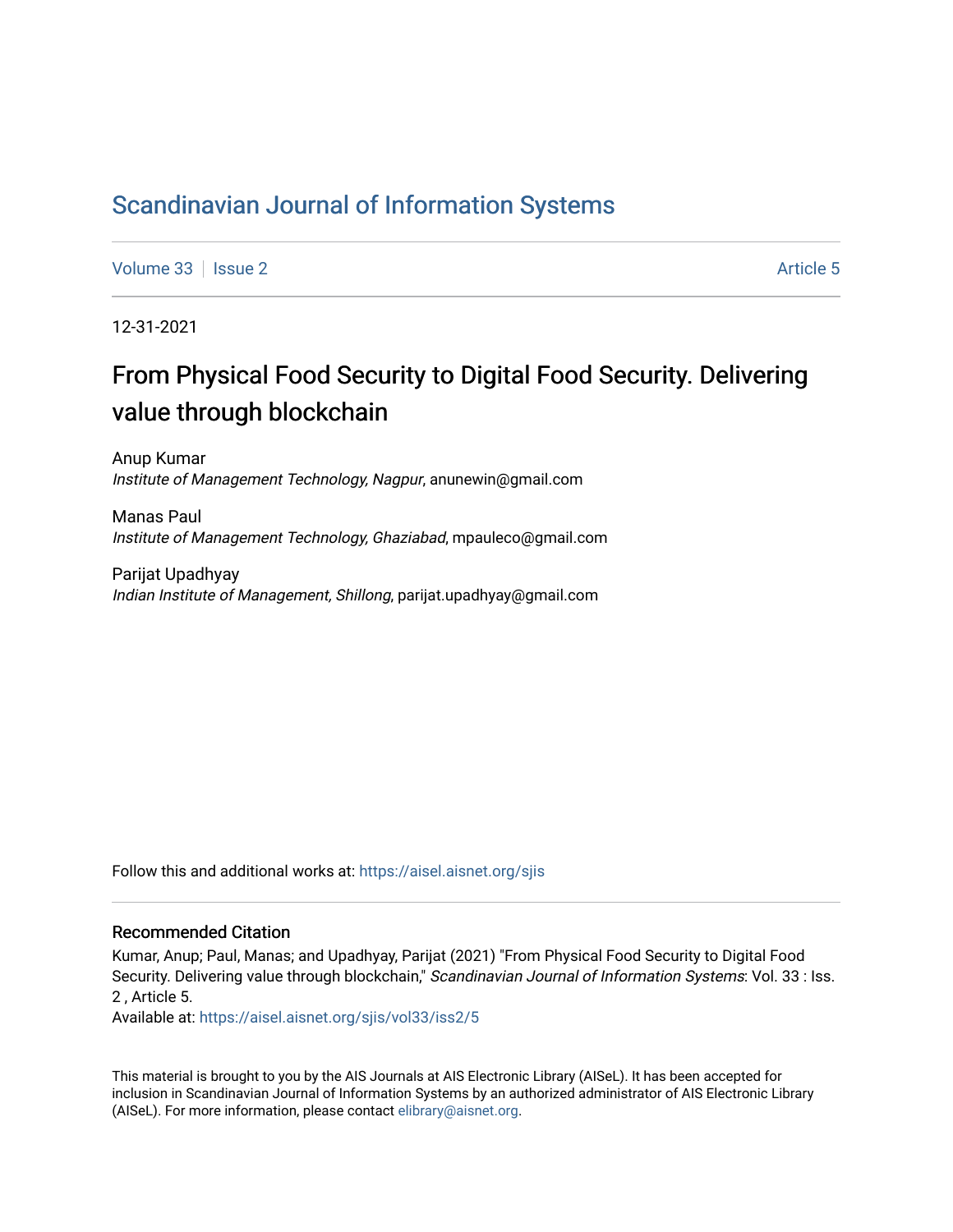# Scandinavian Journal of Information Systems

Volume 33 | Issue 2 | Article 5

12-31-2021

## From Physical Food Security to Digital Food Security. Delivering value through blockchain

Anup Kumar
*Institute of Management Technology, Nagpur*, anunewin@gmail.com

Manas Paul
*Institute of Management Technology, Ghaziabad*, mpauleco@gmail.com

Parijat Upadhyay
*Indian Institute of Management, Shillong*, parijat.upadhyay@gmail.com

Follow this and additional works at: https://aisel.aisnet.org/sjis

### Recommended Citation

Kumar, Anup; Paul, Manas; and Upadhyay, Parijat (2021) "From Physical Food Security to Digital Food Security. Delivering value through blockchain," *Scandinavian Journal of Information Systems*: Vol. 33 : Iss. 2 , Article 5.
Available at: https://aisel.aisnet.org/sjis/vol33/iss2/5

This material is brought to you by the AIS Journals at AIS Electronic Library (AISeL). It has been accepted for inclusion in Scandinavian Journal of Information Systems by an authorized administrator of AIS Electronic Library (AISeL). For more information, please contact elibrary@aisnet.org.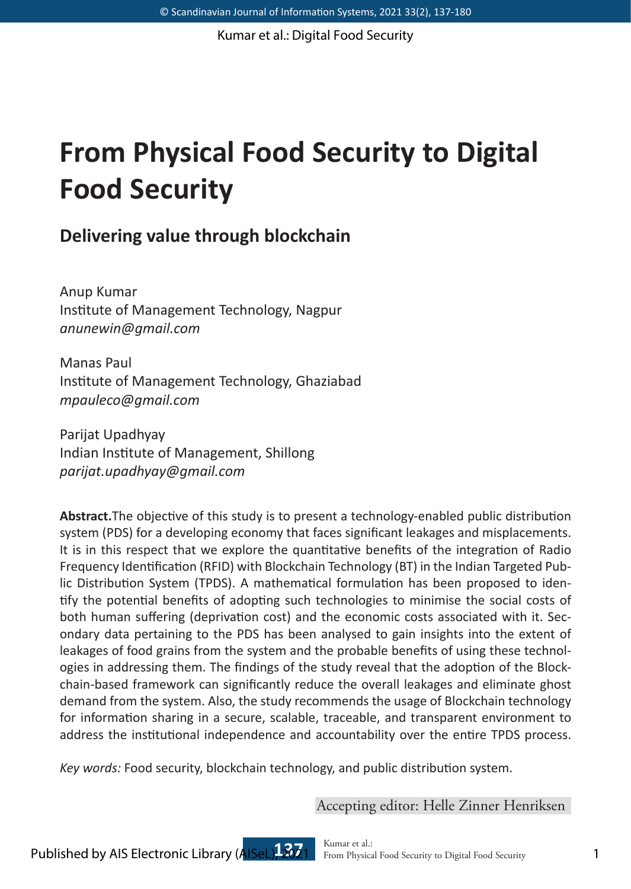# From Physical Food Security to Digital Food Security

## Delivering value through blockchain

Anup Kumar
Institute of Management Technology, Nagpur
*anunewin@gmail.com*

Manas Paul
Institute of Management Technology, Ghaziabad
*mpauleco@gmail.com*

Parijat Upadhyay
Indian Institute of Management, Shillong
*parijat.upadhyay@gmail.com*

**Abstract.**The objective of this study is to present a technology-enabled public distribution system (PDS) for a developing economy that faces significant leakages and misplacements. It is in this respect that we explore the quantitative benefits of the integration of Radio Frequency Identification (RFID) with Blockchain Technology (BT) in the Indian Targeted Public Distribution System (TPDS). A mathematical formulation has been proposed to identify the potential benefits of adopting such technologies to minimise the social costs of both human suffering (deprivation cost) and the economic costs associated with it. Secondary data pertaining to the PDS has been analysed to gain insights into the extent of leakages of food grains from the system and the probable benefits of using these technologies in addressing them. The findings of the study reveal that the adoption of the Blockchain-based framework can significantly reduce the overall leakages and eliminate ghost demand from the system. Also, the study recommends the usage of Blockchain technology for information sharing in a secure, scalable, traceable, and transparent environment to address the institutional independence and accountability over the entire TPDS process.

*Key words:* Food security, blockchain technology, and public distribution system.

Accepting editor: Helle Zinner Henriksen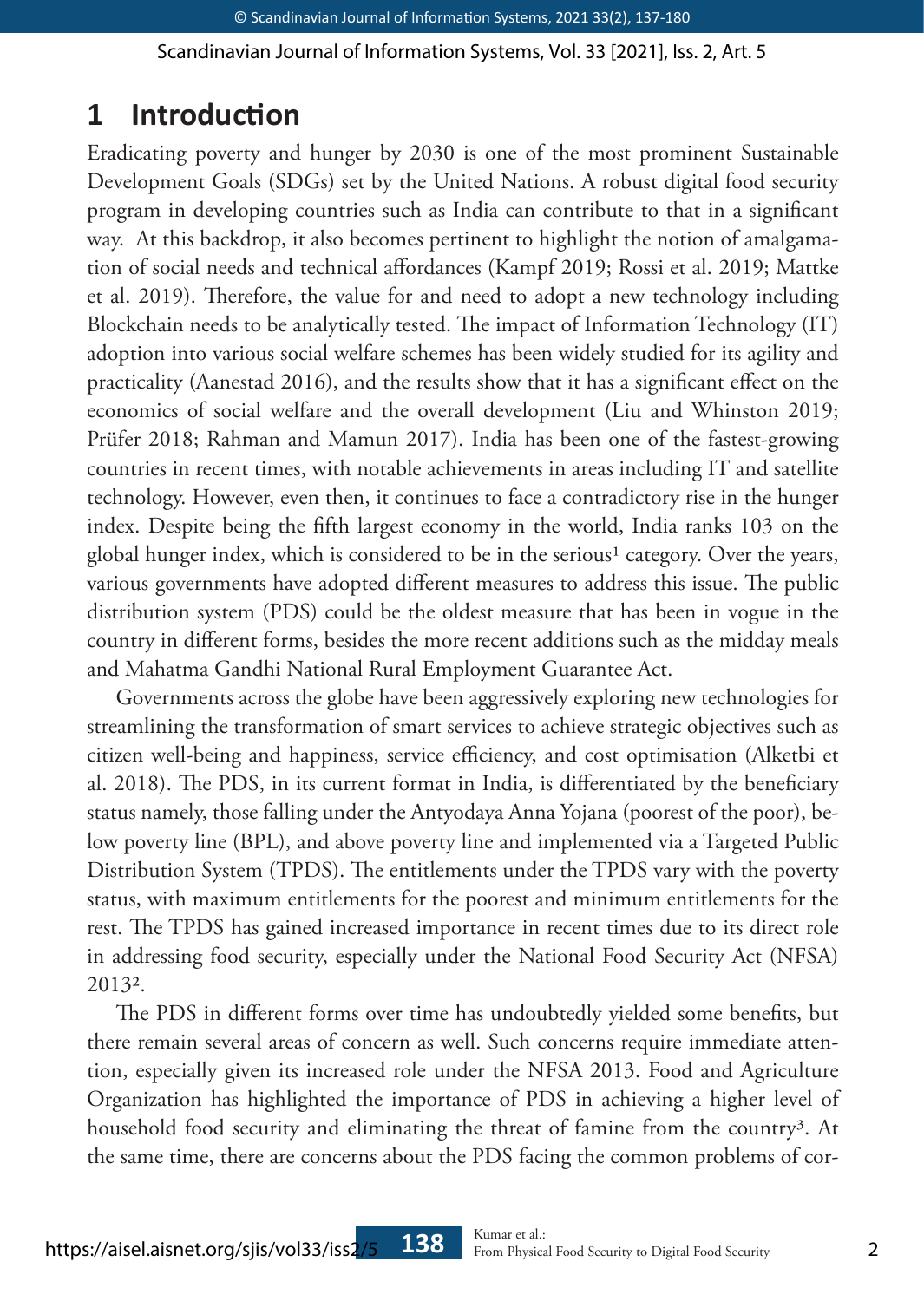# 1 Introduction

Eradicating poverty and hunger by 2030 is one of the most prominent Sustainable Development Goals (SDGs) set by the United Nations. A robust digital food security program in developing countries such as India can contribute to that in a significant way. At this backdrop, it also becomes pertinent to highlight the notion of amalgamation of social needs and technical affordances (Kampf 2019; Rossi et al. 2019; Mattke et al. 2019). Therefore, the value for and need to adopt a new technology including Blockchain needs to be analytically tested. The impact of Information Technology (IT) adoption into various social welfare schemes has been widely studied for its agility and practicality (Aanestad 2016), and the results show that it has a significant effect on the economics of social welfare and the overall development (Liu and Whinston 2019; Prüfer 2018; Rahman and Mamun 2017). India has been one of the fastest-growing countries in recent times, with notable achievements in areas including IT and satellite technology. However, even then, it continues to face a contradictory rise in the hunger index. Despite being the fifth largest economy in the world, India ranks 103 on the global hunger index, which is considered to be in the serious[1] category. Over the years, various governments have adopted different measures to address this issue. The public distribution system (PDS) could be the oldest measure that has been in vogue in the country in different forms, besides the more recent additions such as the midday meals and Mahatma Gandhi National Rural Employment Guarantee Act.

Governments across the globe have been aggressively exploring new technologies for streamlining the transformation of smart services to achieve strategic objectives such as citizen well-being and happiness, service efficiency, and cost optimisation (Alketbi et al. 2018). The PDS, in its current format in India, is differentiated by the beneficiary status namely, those falling under the Antyodaya Anna Yojana (poorest of the poor), below poverty line (BPL), and above poverty line and implemented via a Targeted Public Distribution System (TPDS). The entitlements under the TPDS vary with the poverty status, with maximum entitlements for the poorest and minimum entitlements for the rest. The TPDS has gained increased importance in recent times due to its direct role in addressing food security, especially under the National Food Security Act (NFSA) 2013[2].

The PDS in different forms over time has undoubtedly yielded some benefits, but there remain several areas of concern as well. Such concerns require immediate attention, especially given its increased role under the NFSA 2013. Food and Agriculture Organization has highlighted the importance of PDS in achieving a higher level of household food security and eliminating the threat of famine from the country[3]. At the same time, there are concerns about the PDS facing the common problems of cor-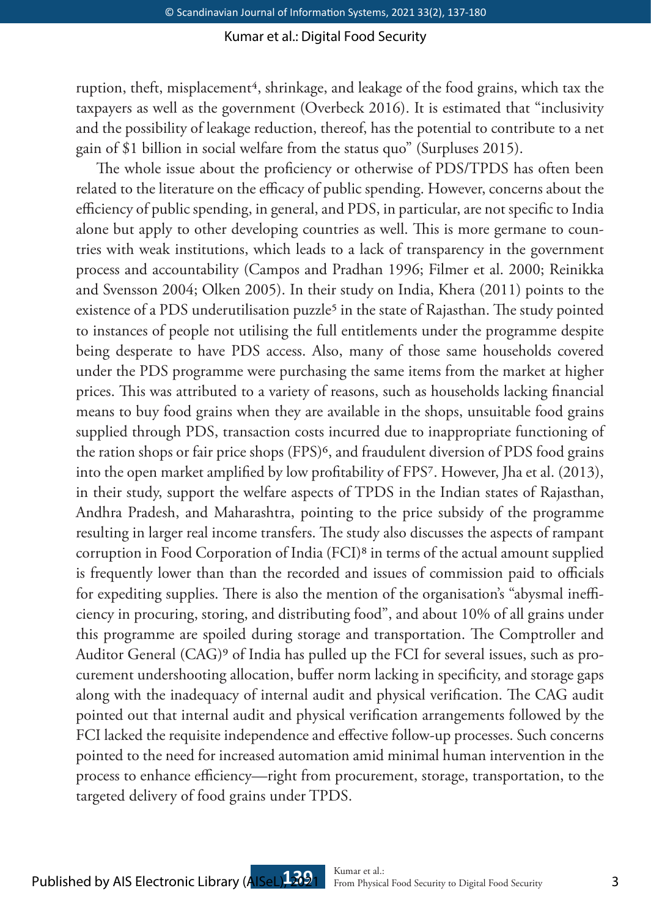ruption, theft, misplacement[4], shrinkage, and leakage of the food grains, which tax the taxpayers as well as the government (Overbeck 2016). It is estimated that "inclusivity and the possibility of leakage reduction, thereof, has the potential to contribute to a net gain of $1 billion in social welfare from the status quo" (Surpluses 2015).

The whole issue about the proficiency or otherwise of PDS/TPDS has often been related to the literature on the efficacy of public spending. However, concerns about the efficiency of public spending, in general, and PDS, in particular, are not specific to India alone but apply to other developing countries as well. This is more germane to countries with weak institutions, which leads to a lack of transparency in the government process and accountability (Campos and Pradhan 1996; Filmer et al. 2000; Reinikka and Svensson 2004; Olken 2005). In their study on India, Khera (2011) points to the existence of a PDS underutilisation puzzle[5] in the state of Rajasthan. The study pointed to instances of people not utilising the full entitlements under the programme despite being desperate to have PDS access. Also, many of those same households covered under the PDS programme were purchasing the same items from the market at higher prices. This was attributed to a variety of reasons, such as households lacking financial means to buy food grains when they are available in the shops, unsuitable food grains supplied through PDS, transaction costs incurred due to inappropriate functioning of the ration shops or fair price shops (FPS)[6], and fraudulent diversion of PDS food grains into the open market amplified by low profitability of FPS[7]. However, Jha et al. (2013), in their study, support the welfare aspects of TPDS in the Indian states of Rajasthan, Andhra Pradesh, and Maharashtra, pointing to the price subsidy of the programme resulting in larger real income transfers. The study also discusses the aspects of rampant corruption in Food Corporation of India (FCI)[8] in terms of the actual amount supplied is frequently lower than than the recorded and issues of commission paid to officials for expediting supplies. There is also the mention of the organisation's "abysmal inefficiency in procuring, storing, and distributing food", and about 10% of all grains under this programme are spoiled during storage and transportation. The Comptroller and Auditor General (CAG)[9] of India has pulled up the FCI for several issues, such as procurement undershooting allocation, buffer norm lacking in specificity, and storage gaps along with the inadequacy of internal audit and physical verification. The CAG audit pointed out that internal audit and physical verification arrangements followed by the FCI lacked the requisite independence and effective follow-up processes. Such concerns pointed to the need for increased automation amid minimal human intervention in the process to enhance efficiency—right from procurement, storage, transportation, to the targeted delivery of food grains under TPDS.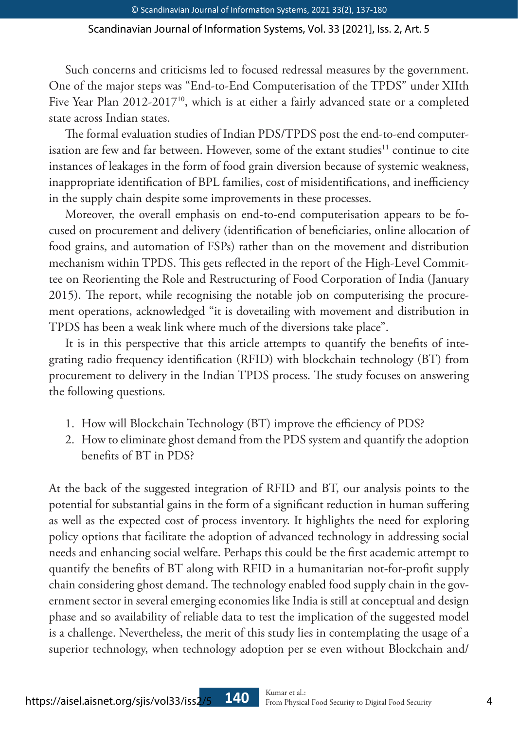Such concerns and criticisms led to focused redressal measures by the government. One of the major steps was "End-to-End Computerisation of the TPDS" under XIIth Five Year Plan 2012-2017[10], which is at either a fairly advanced state or a completed state across Indian states.

The formal evaluation studies of Indian PDS/TPDS post the end-to-end computerisation are few and far between. However, some of the extant studies[11] continue to cite instances of leakages in the form of food grain diversion because of systemic weakness, inappropriate identification of BPL families, cost of misidentifications, and inefficiency in the supply chain despite some improvements in these processes.

Moreover, the overall emphasis on end-to-end computerisation appears to be focused on procurement and delivery (identification of beneficiaries, online allocation of food grains, and automation of FSPs) rather than on the movement and distribution mechanism within TPDS. This gets reflected in the report of the High-Level Committee on Reorienting the Role and Restructuring of Food Corporation of India (January 2015). The report, while recognising the notable job on computerising the procurement operations, acknowledged "it is dovetailing with movement and distribution in TPDS has been a weak link where much of the diversions take place".

It is in this perspective that this article attempts to quantify the benefits of integrating radio frequency identification (RFID) with blockchain technology (BT) from procurement to delivery in the Indian TPDS process. The study focuses on answering the following questions.

1. How will Blockchain Technology (BT) improve the efficiency of PDS?
2. How to eliminate ghost demand from the PDS system and quantify the adoption benefits of BT in PDS?

At the back of the suggested integration of RFID and BT, our analysis points to the potential for substantial gains in the form of a significant reduction in human suffering as well as the expected cost of process inventory. It highlights the need for exploring policy options that facilitate the adoption of advanced technology in addressing social needs and enhancing social welfare. Perhaps this could be the first academic attempt to quantify the benefits of BT along with RFID in a humanitarian not-for-profit supply chain considering ghost demand. The technology enabled food supply chain in the government sector in several emerging economies like India is still at conceptual and design phase and so availability of reliable data to test the implication of the suggested model is a challenge. Nevertheless, the merit of this study lies in contemplating the usage of a superior technology, when technology adoption per se even without Blockchain and/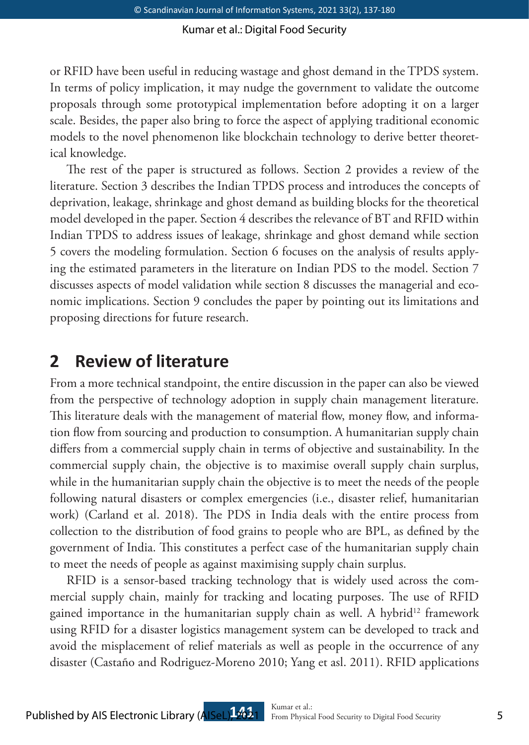or RFID have been useful in reducing wastage and ghost demand in the TPDS system. In terms of policy implication, it may nudge the government to validate the outcome proposals through some prototypical implementation before adopting it on a larger scale. Besides, the paper also bring to force the aspect of applying traditional economic models to the novel phenomenon like blockchain technology to derive better theoretical knowledge.

The rest of the paper is structured as follows. Section 2 provides a review of the literature. Section 3 describes the Indian TPDS process and introduces the concepts of deprivation, leakage, shrinkage and ghost demand as building blocks for the theoretical model developed in the paper. Section 4 describes the relevance of BT and RFID within Indian TPDS to address issues of leakage, shrinkage and ghost demand while section 5 covers the modeling formulation. Section 6 focuses on the analysis of results applying the estimated parameters in the literature on Indian PDS to the model. Section 7 discusses aspects of model validation while section 8 discusses the managerial and economic implications. Section 9 concludes the paper by pointing out its limitations and proposing directions for future research.

## 2 Review of literature

From a more technical standpoint, the entire discussion in the paper can also be viewed from the perspective of technology adoption in supply chain management literature. This literature deals with the management of material flow, money flow, and information flow from sourcing and production to consumption. A humanitarian supply chain differs from a commercial supply chain in terms of objective and sustainability. In the commercial supply chain, the objective is to maximise overall supply chain surplus, while in the humanitarian supply chain the objective is to meet the needs of the people following natural disasters or complex emergencies (i.e., disaster relief, humanitarian work) (Carland et al. 2018). The PDS in India deals with the entire process from collection to the distribution of food grains to people who are BPL, as defined by the government of India. This constitutes a perfect case of the humanitarian supply chain to meet the needs of people as against maximising supply chain surplus.

RFID is a sensor-based tracking technology that is widely used across the commercial supply chain, mainly for tracking and locating purposes. The use of RFID gained importance in the humanitarian supply chain as well. A hybrid[12] framework using RFID for a disaster logistics management system can be developed to track and avoid the misplacement of relief materials as well as people in the occurrence of any disaster (Castaño and Rodriguez-Moreno 2010; Yang et asl. 2011). RFID applications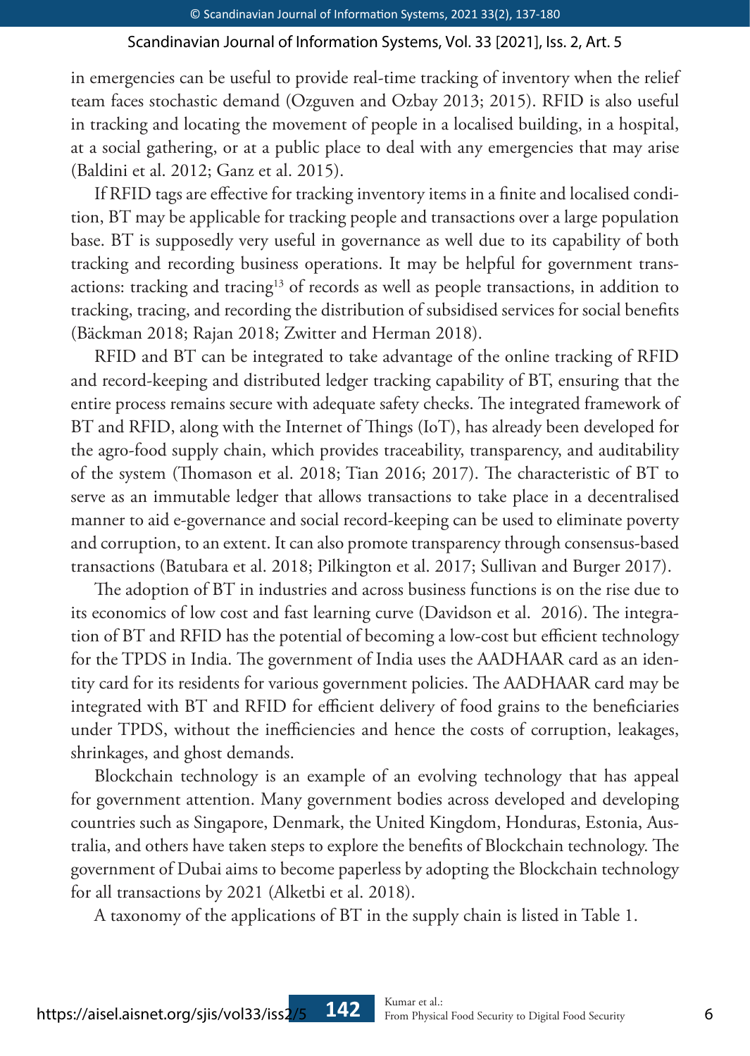in emergencies can be useful to provide real-time tracking of inventory when the relief team faces stochastic demand (Ozguven and Ozbay 2013; 2015). RFID is also useful in tracking and locating the movement of people in a localised building, in a hospital, at a social gathering, or at a public place to deal with any emergencies that may arise (Baldini et al. 2012; Ganz et al. 2015).

If RFID tags are effective for tracking inventory items in a finite and localised condition, BT may be applicable for tracking people and transactions over a large population base. BT is supposedly very useful in governance as well due to its capability of both tracking and recording business operations. It may be helpful for government transactions: tracking and tracing[13] of records as well as people transactions, in addition to tracking, tracing, and recording the distribution of subsidised services for social benefits (Bäckman 2018; Rajan 2018; Zwitter and Herman 2018).

RFID and BT can be integrated to take advantage of the online tracking of RFID and record-keeping and distributed ledger tracking capability of BT, ensuring that the entire process remains secure with adequate safety checks. The integrated framework of BT and RFID, along with the Internet of Things (IoT), has already been developed for the agro-food supply chain, which provides traceability, transparency, and auditability of the system (Thomason et al. 2018; Tian 2016; 2017). The characteristic of BT to serve as an immutable ledger that allows transactions to take place in a decentralised manner to aid e-governance and social record-keeping can be used to eliminate poverty and corruption, to an extent. It can also promote transparency through consensus-based transactions (Batubara et al. 2018; Pilkington et al. 2017; Sullivan and Burger 2017).

The adoption of BT in industries and across business functions is on the rise due to its economics of low cost and fast learning curve (Davidson et al. 2016). The integration of BT and RFID has the potential of becoming a low-cost but efficient technology for the TPDS in India. The government of India uses the AADHAAR card as an identity card for its residents for various government policies. The AADHAAR card may be integrated with BT and RFID for efficient delivery of food grains to the beneficiaries under TPDS, without the inefficiencies and hence the costs of corruption, leakages, shrinkages, and ghost demands.

Blockchain technology is an example of an evolving technology that has appeal for government attention. Many government bodies across developed and developing countries such as Singapore, Denmark, the United Kingdom, Honduras, Estonia, Australia, and others have taken steps to explore the benefits of Blockchain technology. The government of Dubai aims to become paperless by adopting the Blockchain technology for all transactions by 2021 (Alketbi et al. 2018).

A taxonomy of the applications of BT in the supply chain is listed in Table 1.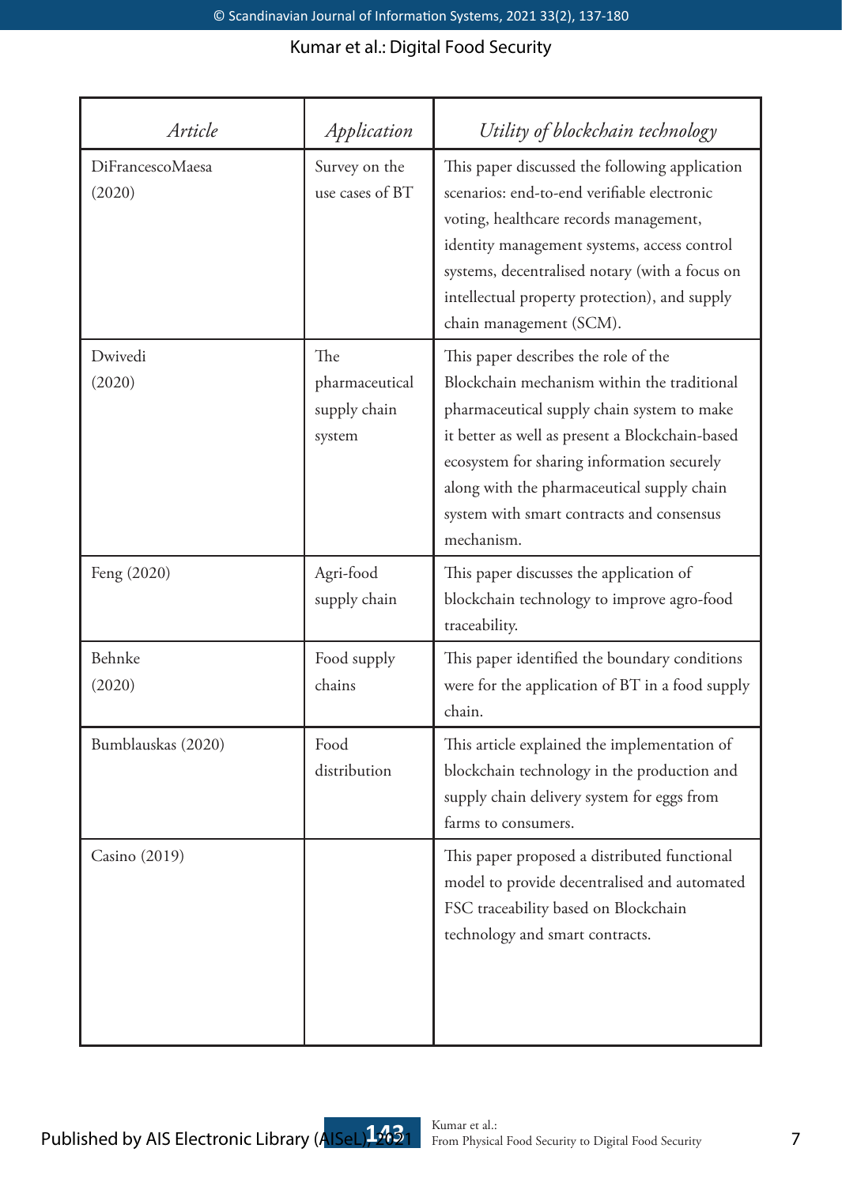| *Article* | *Application* | *Utility of blockchain technology* |
|---|---|---|
| DiFrancescoMaesa (2020) | Survey on the use cases of BT | This paper discussed the following application scenarios: end-to-end verifiable electronic voting, healthcare records management, identity management systems, access control systems, decentralised notary (with a focus on intellectual property protection), and supply chain management (SCM). |
| Dwivedi (2020) | The pharmaceutical supply chain system | This paper describes the role of the Blockchain mechanism within the traditional pharmaceutical supply chain system to make it better as well as present a Blockchain-based ecosystem for sharing information securely along with the pharmaceutical supply chain system with smart contracts and consensus mechanism. |
| Feng (2020) | Agri-food supply chain | This paper discusses the application of blockchain technology to improve agro-food traceability. |
| Behnke (2020) | Food supply chains | This paper identified the boundary conditions were for the application of BT in a food supply chain. |
| Bumblauskas (2020) | Food distribution | This article explained the implementation of blockchain technology in the production and supply chain delivery system for eggs from farms to consumers. |
| Casino (2019) | | This paper proposed a distributed functional model to provide decentralised and automated FSC traceability based on Blockchain technology and smart contracts. |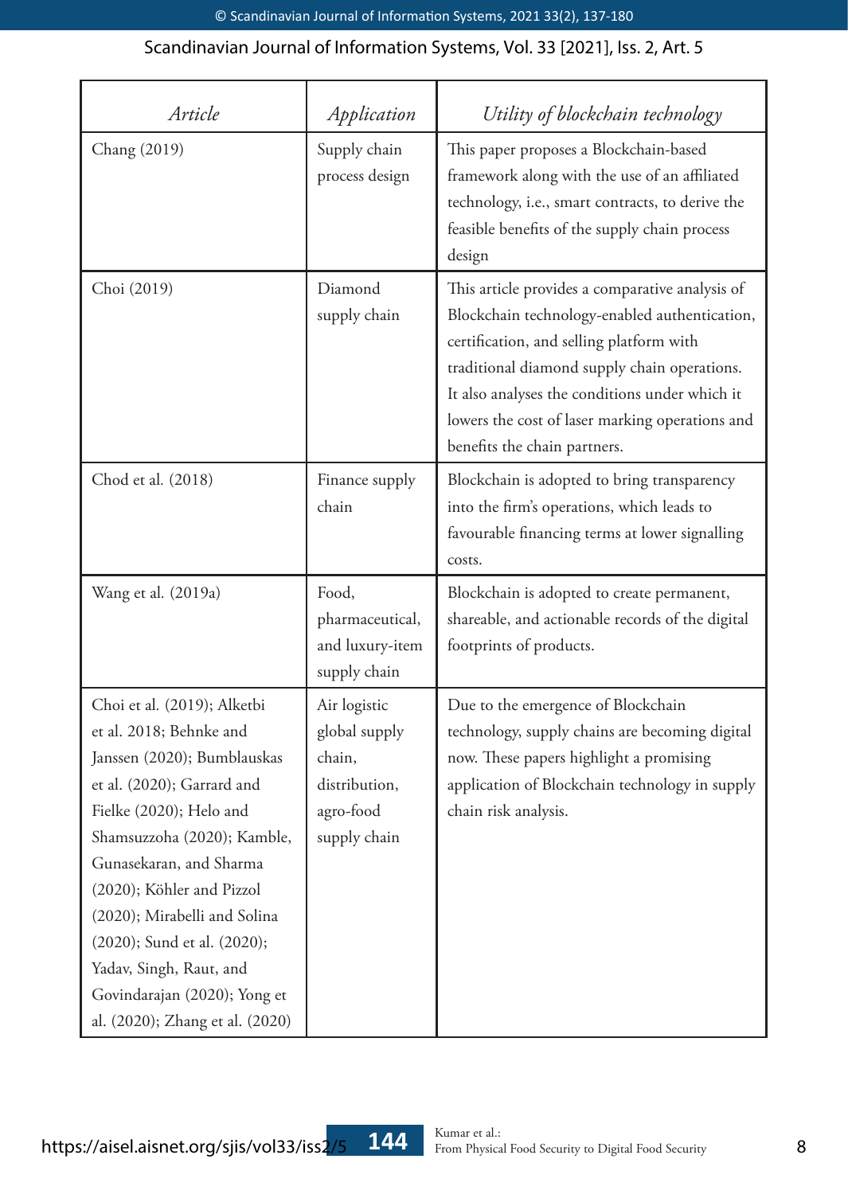| *Article* | *Application* | *Utility of blockchain technology* |
|---|---|---|
| Chang (2019) | Supply chain process design | This paper proposes a Blockchain-based framework along with the use of an affiliated technology, i.e., smart contracts, to derive the feasible benefits of the supply chain process design |
| Choi (2019) | Diamond supply chain | This article provides a comparative analysis of Blockchain technology-enabled authentication, certification, and selling platform with traditional diamond supply chain operations. It also analyses the conditions under which it lowers the cost of laser marking operations and benefits the chain partners. |
| Chod et al. (2018) | Finance supply chain | Blockchain is adopted to bring transparency into the firm's operations, which leads to favourable financing terms at lower signalling costs. |
| Wang et al. (2019a) | Food, pharmaceutical, and luxury-item supply chain | Blockchain is adopted to create permanent, shareable, and actionable records of the digital footprints of products. |
| Choi et al. (2019); Alketbi et al. 2018; Behnke and Janssen (2020); Bumblauskas et al. (2020); Garrard and Fielke (2020); Helo and Shamsuzzoha (2020); Kamble, Gunasekaran, and Sharma (2020); Köhler and Pizzol (2020); Mirabelli and Solina (2020); Sund et al. (2020); Yadav, Singh, Raut, and Govindarajan (2020); Yong et al. (2020); Zhang et al. (2020) | Air logistic global supply chain, distribution, agro-food supply chain | Due to the emergence of Blockchain technology, supply chains are becoming digital now. These papers highlight a promising application of Blockchain technology in supply chain risk analysis. |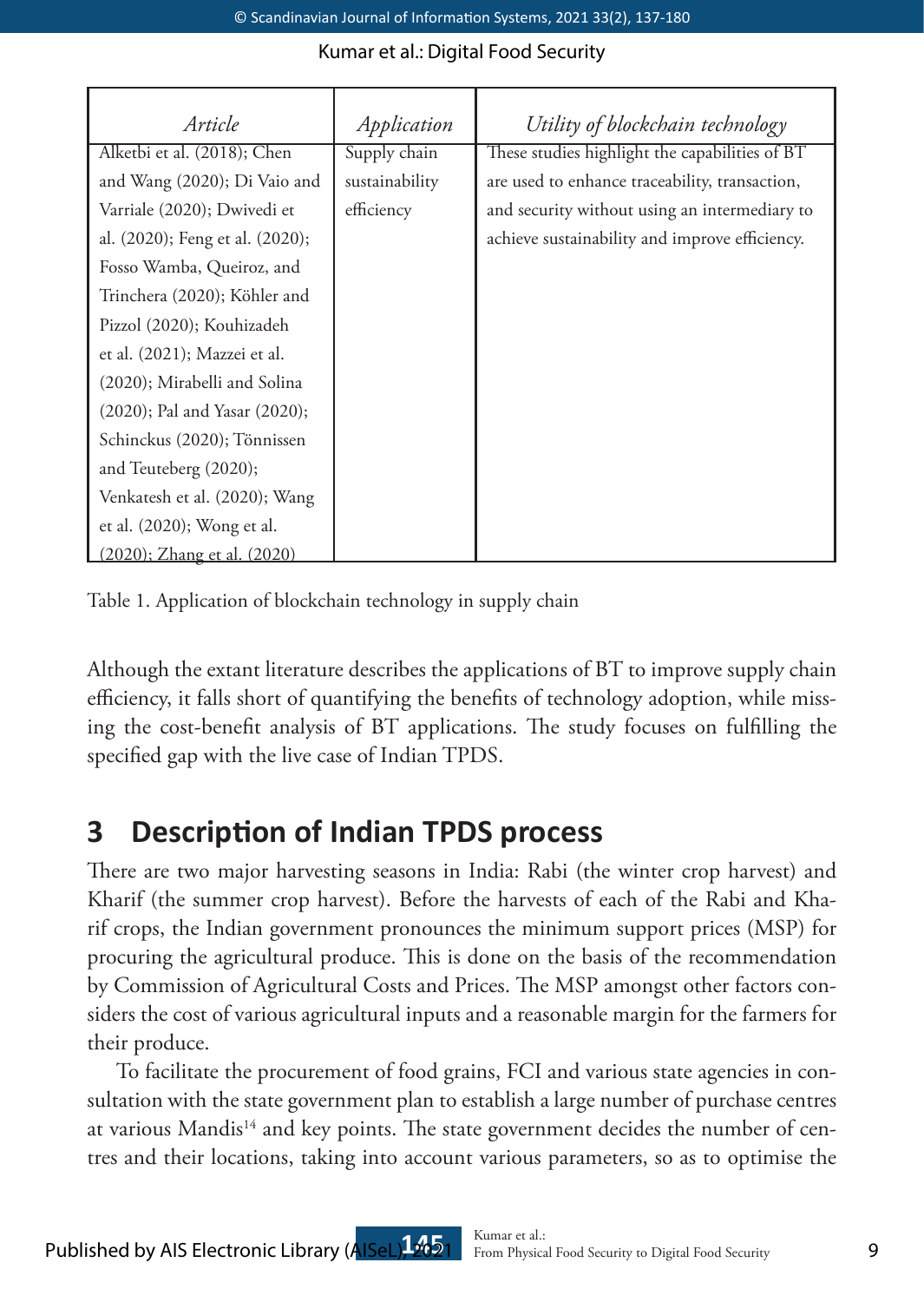| Article | Application | Utility of blockchain technology |
|---|---|---|
| Alketbi et al. (2018); Chen and Wang (2020); Di Vaio and Varriale (2020); Dwivedi et al. (2020); Feng et al. (2020); Fosso Wamba, Queiroz, and Trinchera (2020); Köhler and Pizzol (2020); Kouhizadeh et al. (2021); Mazzei et al. (2020); Mirabelli and Solina (2020); Pal and Yasar (2020); Schinckus (2020); Tönnissen and Teuteberg (2020); Venkatesh et al. (2020); Wang et al. (2020); Wong et al. (2020); Zhang et al. (2020) | Supply chain sustainability efficiency | These studies highlight the capabilities of BT are used to enhance traceability, transaction, and security without using an intermediary to achieve sustainability and improve efficiency. |

Table 1. Application of blockchain technology in supply chain

Although the extant literature describes the applications of BT to improve supply chain efficiency, it falls short of quantifying the benefits of technology adoption, while missing the cost-benefit analysis of BT applications. The study focuses on fulfilling the specified gap with the live case of Indian TPDS.

## 3 Description of Indian TPDS process

There are two major harvesting seasons in India: Rabi (the winter crop harvest) and Kharif (the summer crop harvest). Before the harvests of each of the Rabi and Kharif crops, the Indian government pronounces the minimum support prices (MSP) for procuring the agricultural produce. This is done on the basis of the recommendation by Commission of Agricultural Costs and Prices. The MSP amongst other factors considers the cost of various agricultural inputs and a reasonable margin for the farmers for their produce.

To facilitate the procurement of food grains, FCI and various state agencies in consultation with the state government plan to establish a large number of purchase centres at various Mandis[14] and key points. The state government decides the number of centres and their locations, taking into account various parameters, so as to optimise the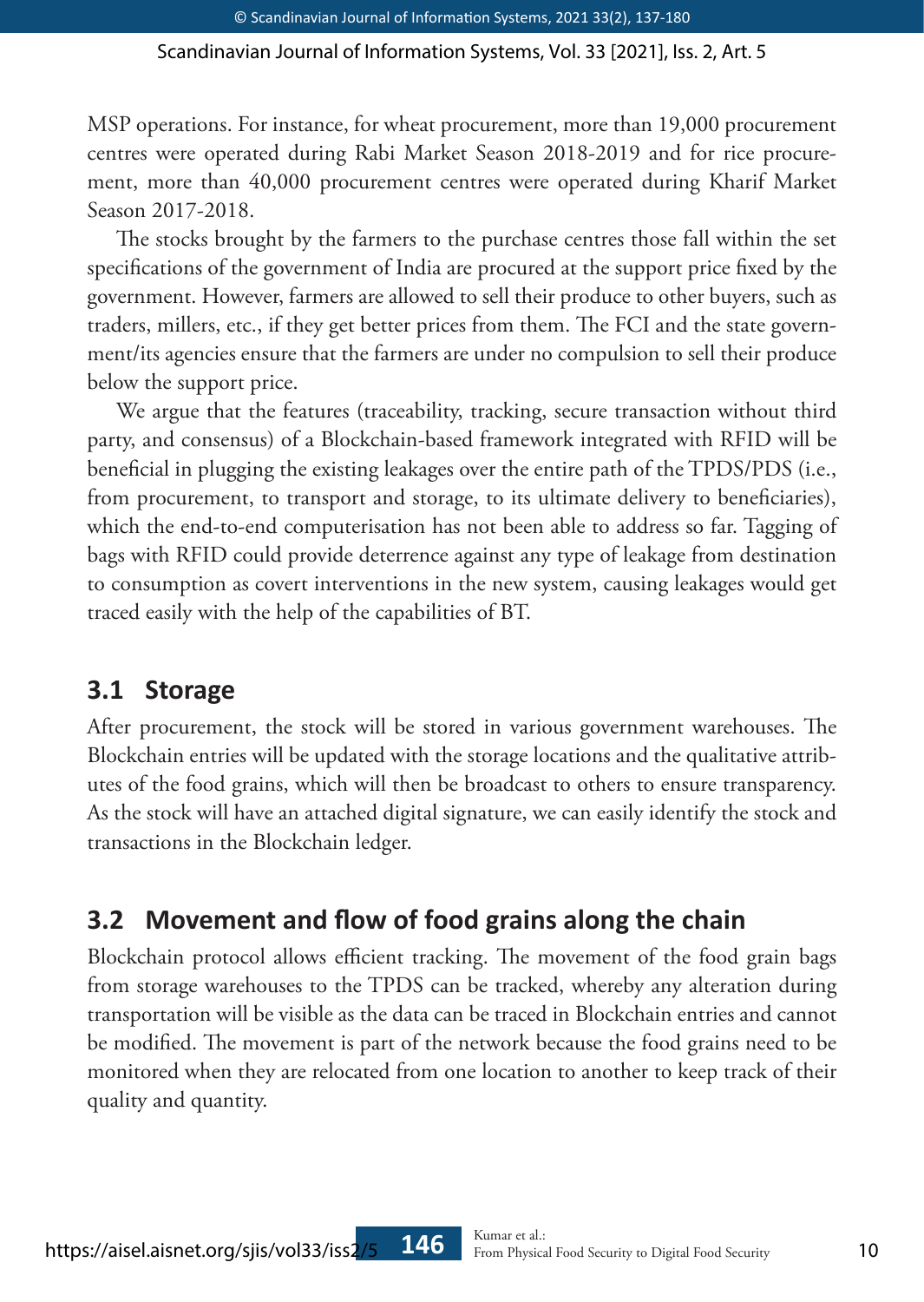MSP operations. For instance, for wheat procurement, more than 19,000 procurement centres were operated during Rabi Market Season 2018-2019 and for rice procurement, more than 40,000 procurement centres were operated during Kharif Market Season 2017-2018.

The stocks brought by the farmers to the purchase centres those fall within the set specifications of the government of India are procured at the support price fixed by the government. However, farmers are allowed to sell their produce to other buyers, such as traders, millers, etc., if they get better prices from them. The FCI and the state government/its agencies ensure that the farmers are under no compulsion to sell their produce below the support price.

We argue that the features (traceability, tracking, secure transaction without third party, and consensus) of a Blockchain-based framework integrated with RFID will be beneficial in plugging the existing leakages over the entire path of the TPDS/PDS (i.e., from procurement, to transport and storage, to its ultimate delivery to beneficiaries), which the end-to-end computerisation has not been able to address so far. Tagging of bags with RFID could provide deterrence against any type of leakage from destination to consumption as covert interventions in the new system, causing leakages would get traced easily with the help of the capabilities of BT.

## 3.1 Storage

After procurement, the stock will be stored in various government warehouses. The Blockchain entries will be updated with the storage locations and the qualitative attributes of the food grains, which will then be broadcast to others to ensure transparency. As the stock will have an attached digital signature, we can easily identify the stock and transactions in the Blockchain ledger.

## 3.2 Movement and flow of food grains along the chain

Blockchain protocol allows efficient tracking. The movement of the food grain bags from storage warehouses to the TPDS can be tracked, whereby any alteration during transportation will be visible as the data can be traced in Blockchain entries and cannot be modified. The movement is part of the network because the food grains need to be monitored when they are relocated from one location to another to keep track of their quality and quantity.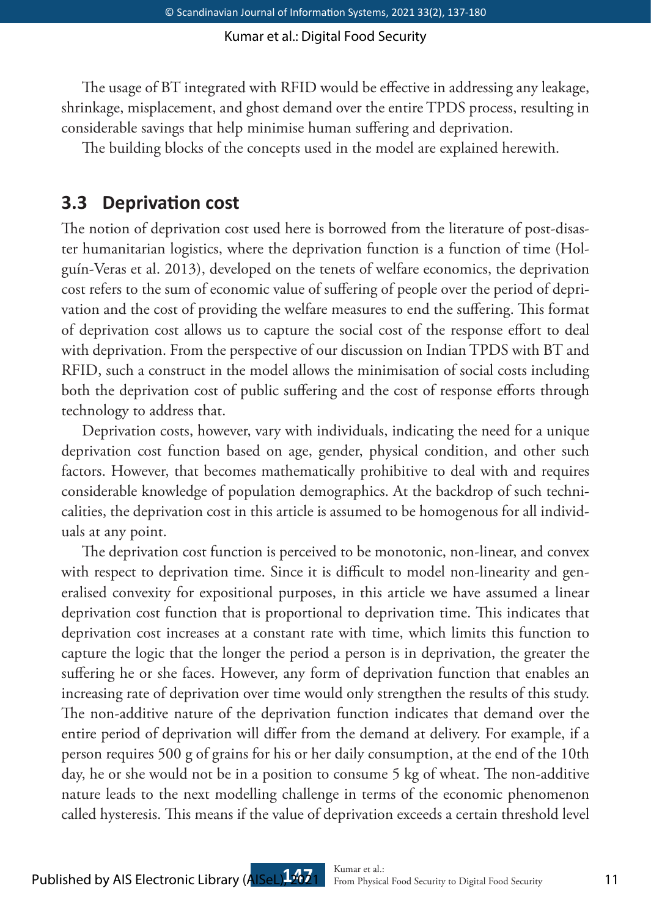The usage of BT integrated with RFID would be effective in addressing any leakage, shrinkage, misplacement, and ghost demand over the entire TPDS process, resulting in considerable savings that help minimise human suffering and deprivation.

The building blocks of the concepts used in the model are explained herewith.

## 3.3 Deprivation cost

The notion of deprivation cost used here is borrowed from the literature of post-disaster humanitarian logistics, where the deprivation function is a function of time (Holguín-Veras et al. 2013), developed on the tenets of welfare economics, the deprivation cost refers to the sum of economic value of suffering of people over the period of deprivation and the cost of providing the welfare measures to end the suffering. This format of deprivation cost allows us to capture the social cost of the response effort to deal with deprivation. From the perspective of our discussion on Indian TPDS with BT and RFID, such a construct in the model allows the minimisation of social costs including both the deprivation cost of public suffering and the cost of response efforts through technology to address that.

Deprivation costs, however, vary with individuals, indicating the need for a unique deprivation cost function based on age, gender, physical condition, and other such factors. However, that becomes mathematically prohibitive to deal with and requires considerable knowledge of population demographics. At the backdrop of such technicalities, the deprivation cost in this article is assumed to be homogenous for all individuals at any point.

The deprivation cost function is perceived to be monotonic, non-linear, and convex with respect to deprivation time. Since it is difficult to model non-linearity and generalised convexity for expositional purposes, in this article we have assumed a linear deprivation cost function that is proportional to deprivation time. This indicates that deprivation cost increases at a constant rate with time, which limits this function to capture the logic that the longer the period a person is in deprivation, the greater the suffering he or she faces. However, any form of deprivation function that enables an increasing rate of deprivation over time would only strengthen the results of this study. The non-additive nature of the deprivation function indicates that demand over the entire period of deprivation will differ from the demand at delivery. For example, if a person requires 500 g of grains for his or her daily consumption, at the end of the 10th day, he or she would not be in a position to consume 5 kg of wheat. The non-additive nature leads to the next modelling challenge in terms of the economic phenomenon called hysteresis. This means if the value of deprivation exceeds a certain threshold level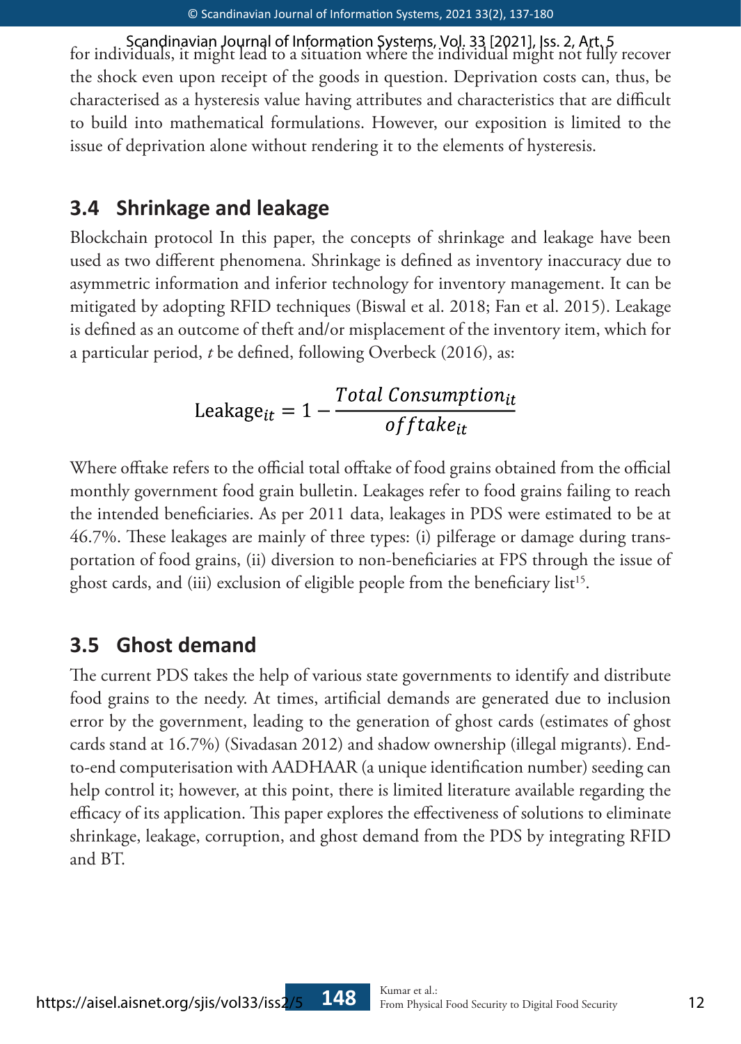for individuals, it might lead to a situation where the individual might not fully recover the shock even upon receipt of the goods in question. Deprivation costs can, thus, be characterised as a hysteresis value having attributes and characteristics that are difficult to build into mathematical formulations. However, our exposition is limited to the issue of deprivation alone without rendering it to the elements of hysteresis.

## 3.4 Shrinkage and leakage

Blockchain protocol In this paper, the concepts of shrinkage and leakage have been used as two different phenomena. Shrinkage is defined as inventory inaccuracy due to asymmetric information and inferior technology for inventory management. It can be mitigated by adopting RFID techniques (Biswal et al. 2018; Fan et al. 2015). Leakage is defined as an outcome of theft and/or misplacement of the inventory item, which for a particular period, $t$ be defined, following Overbeck (2016), as:

$$\text{Leakage}_{it} = 1 - \frac{Total\ Consumption_{it}}{offtake_{it}}$$

Where offtake refers to the official total offtake of food grains obtained from the official monthly government food grain bulletin. Leakages refer to food grains failing to reach the intended beneficiaries. As per 2011 data, leakages in PDS were estimated to be at 46.7%. These leakages are mainly of three types: (i) pilferage or damage during transportation of food grains, (ii) diversion to non-beneficiaries at FPS through the issue of ghost cards, and (iii) exclusion of eligible people from the beneficiary list[15].

## 3.5 Ghost demand

The current PDS takes the help of various state governments to identify and distribute food grains to the needy. At times, artificial demands are generated due to inclusion error by the government, leading to the generation of ghost cards (estimates of ghost cards stand at 16.7%) (Sivadasan 2012) and shadow ownership (illegal migrants). End-to-end computerisation with AADHAAR (a unique identification number) seeding can help control it; however, at this point, there is limited literature available regarding the efficacy of its application. This paper explores the effectiveness of solutions to eliminate shrinkage, leakage, corruption, and ghost demand from the PDS by integrating RFID and BT.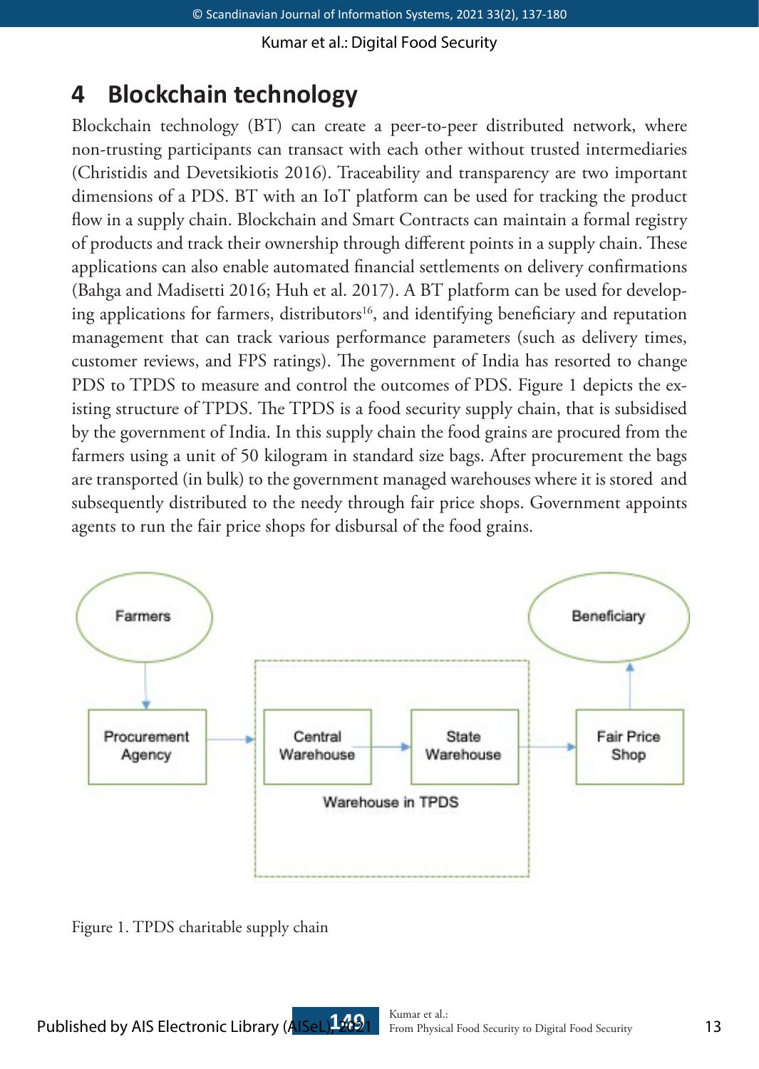# 4 Blockchain technology

Blockchain technology (BT) can create a peer-to-peer distributed network, where non-trusting participants can transact with each other without trusted intermediaries (Christidis and Devetsikiotis 2016). Traceability and transparency are two important dimensions of a PDS. BT with an IoT platform can be used for tracking the product flow in a supply chain. Blockchain and Smart Contracts can maintain a formal registry of products and track their ownership through different points in a supply chain. These applications can also enable automated financial settlements on delivery confirmations (Bahga and Madisetti 2016; Huh et al. 2017). A BT platform can be used for developing applications for farmers, distributors[16], and identifying beneficiary and reputation management that can track various performance parameters (such as delivery times, customer reviews, and FPS ratings). The government of India has resorted to change PDS to TPDS to measure and control the outcomes of PDS. Figure 1 depicts the existing structure of TPDS. The TPDS is a food security supply chain, that is subsidised by the government of India. In this supply chain the food grains are procured from the farmers using a unit of 50 kilogram in standard size bags. After procurement the bags are transported (in bulk) to the government managed warehouses where it is stored and subsequently distributed to the needy through fair price shops. Government appoints agents to run the fair price shops for disbursal of the food grains.

Farmers → Procurement Agency → [Warehouse in TPDS: Central Warehouse → State Warehouse] → Fair Price Shop → Beneficiary

Figure 1. TPDS charitable supply chain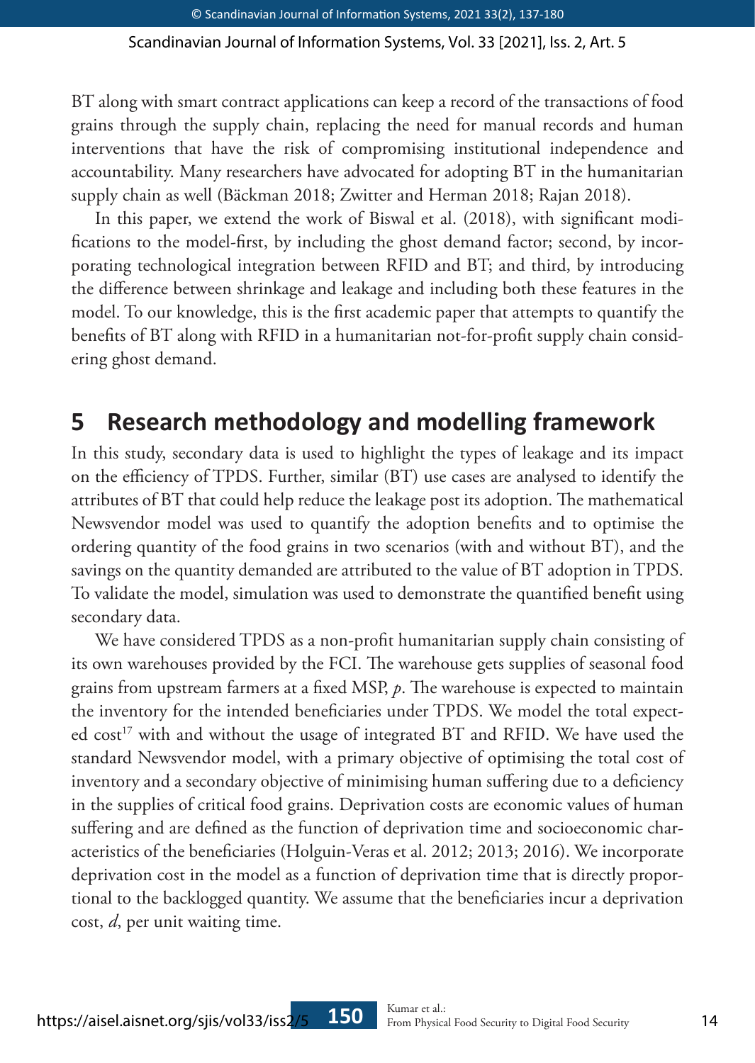BT along with smart contract applications can keep a record of the transactions of food grains through the supply chain, replacing the need for manual records and human interventions that have the risk of compromising institutional independence and accountability. Many researchers have advocated for adopting BT in the humanitarian supply chain as well (Bäckman 2018; Zwitter and Herman 2018; Rajan 2018).

In this paper, we extend the work of Biswal et al. (2018), with significant modifications to the model-first, by including the ghost demand factor; second, by incorporating technological integration between RFID and BT; and third, by introducing the difference between shrinkage and leakage and including both these features in the model. To our knowledge, this is the first academic paper that attempts to quantify the benefits of BT along with RFID in a humanitarian not-for-profit supply chain considering ghost demand.

## 5 Research methodology and modelling framework

In this study, secondary data is used to highlight the types of leakage and its impact on the efficiency of TPDS. Further, similar (BT) use cases are analysed to identify the attributes of BT that could help reduce the leakage post its adoption. The mathematical Newsvendor model was used to quantify the adoption benefits and to optimise the ordering quantity of the food grains in two scenarios (with and without BT), and the savings on the quantity demanded are attributed to the value of BT adoption in TPDS. To validate the model, simulation was used to demonstrate the quantified benefit using secondary data.

We have considered TPDS as a non-profit humanitarian supply chain consisting of its own warehouses provided by the FCI. The warehouse gets supplies of seasonal food grains from upstream farmers at a fixed MSP, $p$. The warehouse is expected to maintain the inventory for the intended beneficiaries under TPDS. We model the total expected cost[17] with and without the usage of integrated BT and RFID. We have used the standard Newsvendor model, with a primary objective of optimising the total cost of inventory and a secondary objective of minimising human suffering due to a deficiency in the supplies of critical food grains. Deprivation costs are economic values of human suffering and are defined as the function of deprivation time and socioeconomic characteristics of the beneficiaries (Holguin-Veras et al. 2012; 2013; 2016). We incorporate deprivation cost in the model as a function of deprivation time that is directly proportional to the backlogged quantity. We assume that the beneficiaries incur a deprivation cost, $d$, per unit waiting time.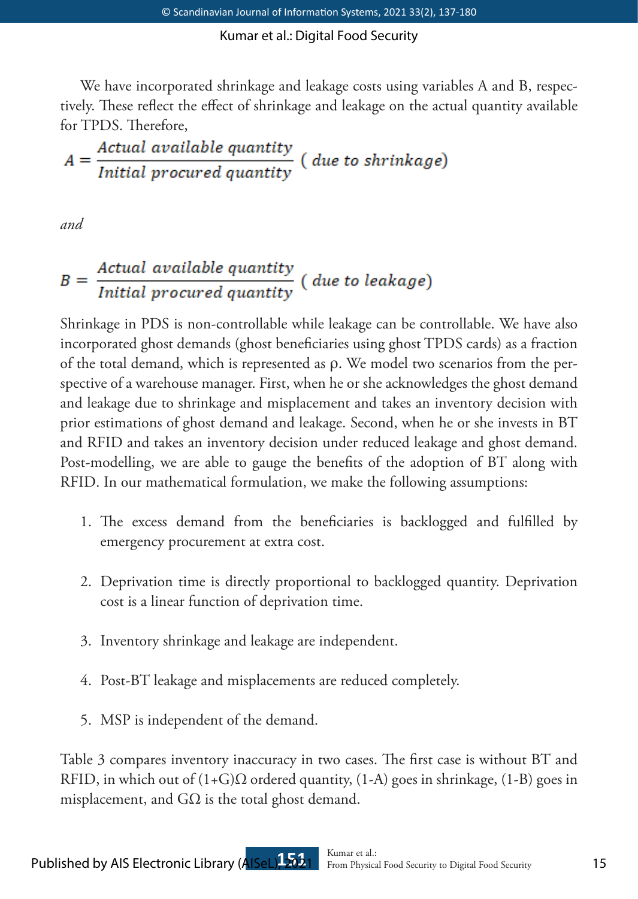We have incorporated shrinkage and leakage costs using variables A and B, respectively. These reflect the effect of shrinkage and leakage on the actual quantity available for TPDS. Therefore,

$$A = \frac{Actual\ available\ quantity}{Initial\ procured\ quantity}\ (\ due\ to\ shrinkage)$$

*and*

$$B = \frac{Actual\ available\ quantity}{Initial\ procured\ quantity}\ (\ due\ to\ leakage)$$

Shrinkage in PDS is non-controllable while leakage can be controllable. We have also incorporated ghost demands (ghost beneficiaries using ghost TPDS cards) as a fraction of the total demand, which is represented as ρ. We model two scenarios from the perspective of a warehouse manager. First, when he or she acknowledges the ghost demand and leakage due to shrinkage and misplacement and takes an inventory decision with prior estimations of ghost demand and leakage. Second, when he or she invests in BT and RFID and takes an inventory decision under reduced leakage and ghost demand. Post-modelling, we are able to gauge the benefits of the adoption of BT along with RFID. In our mathematical formulation, we make the following assumptions:

1. The excess demand from the beneficiaries is backlogged and fulfilled by emergency procurement at extra cost.
2. Deprivation time is directly proportional to backlogged quantity. Deprivation cost is a linear function of deprivation time.
3. Inventory shrinkage and leakage are independent.
4. Post-BT leakage and misplacements are reduced completely.
5. MSP is independent of the demand.

Table 3 compares inventory inaccuracy in two cases. The first case is without BT and RFID, in which out of $(1+G)\Omega$ ordered quantity, $(1\text{-}A)$ goes in shrinkage, $(1\text{-}B)$ goes in misplacement, and $G\Omega$ is the total ghost demand.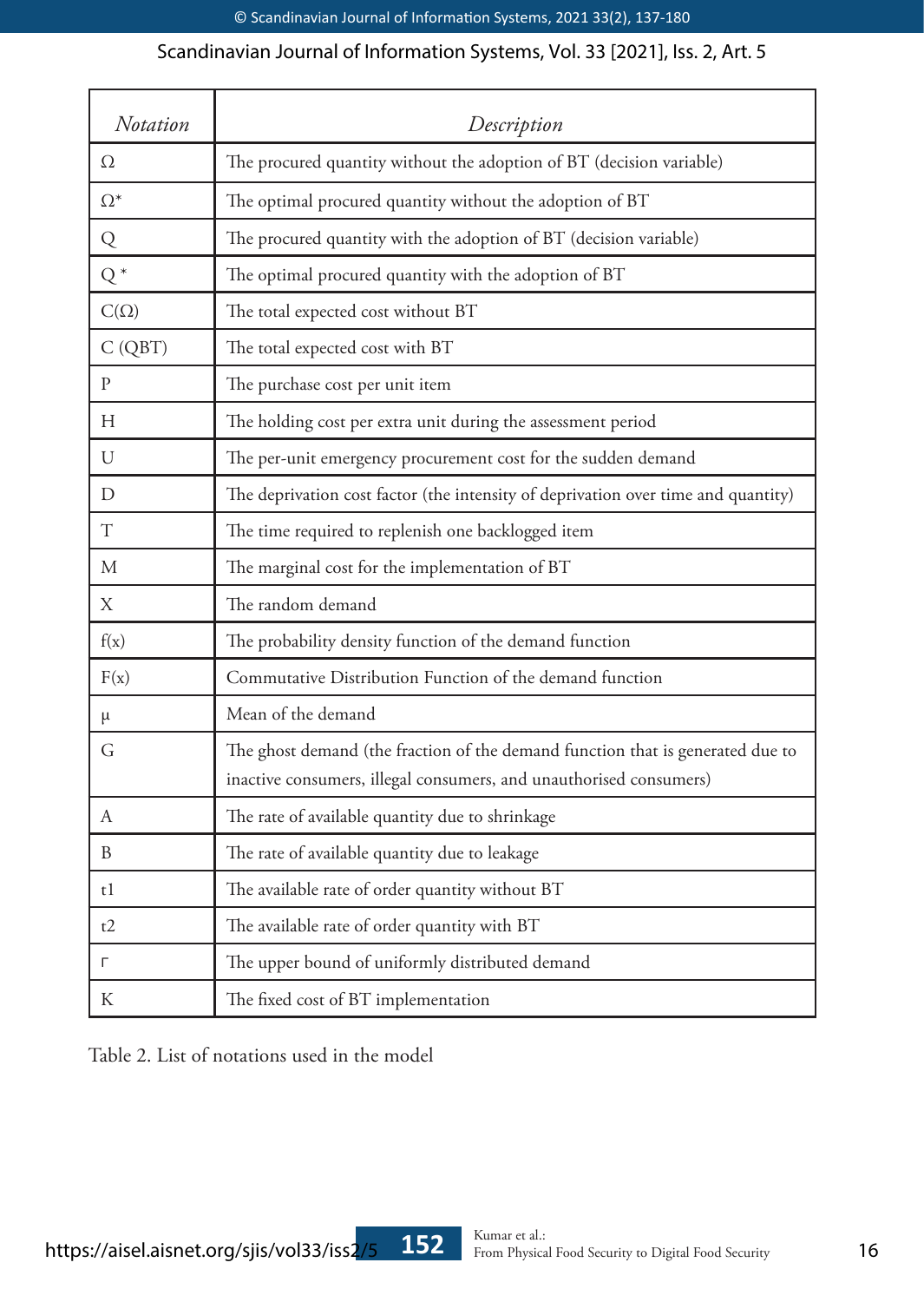| *Notation* | *Description* |
|---|---|
| $\Omega$ | The procured quantity without the adoption of BT (decision variable) |
| $\Omega^*$ | The optimal procured quantity without the adoption of BT |
| Q | The procured quantity with the adoption of BT (decision variable) |
| $Q^*$ | The optimal procured quantity with the adoption of BT |
| $C(\Omega)$ | The total expected cost without BT |
| C (QBT) | The total expected cost with BT |
| P | The purchase cost per unit item |
| H | The holding cost per extra unit during the assessment period |
| U | The per-unit emergency procurement cost for the sudden demand |
| D | The deprivation cost factor (the intensity of deprivation over time and quantity) |
| T | The time required to replenish one backlogged item |
| M | The marginal cost for the implementation of BT |
| X | The random demand |
| f(x) | The probability density function of the demand function |
| F(x) | Commutative Distribution Function of the demand function |
| $\mu$ | Mean of the demand |
| G | The ghost demand (the fraction of the demand function that is generated due to inactive consumers, illegal consumers, and unauthorised consumers) |
| A | The rate of available quantity due to shrinkage |
| B | The rate of available quantity due to leakage |
| t1 | The available rate of order quantity without BT |
| t2 | The available rate of order quantity with BT |
| $\Gamma$ | The upper bound of uniformly distributed demand |
| K | The fixed cost of BT implementation |

Table 2. List of notations used in the model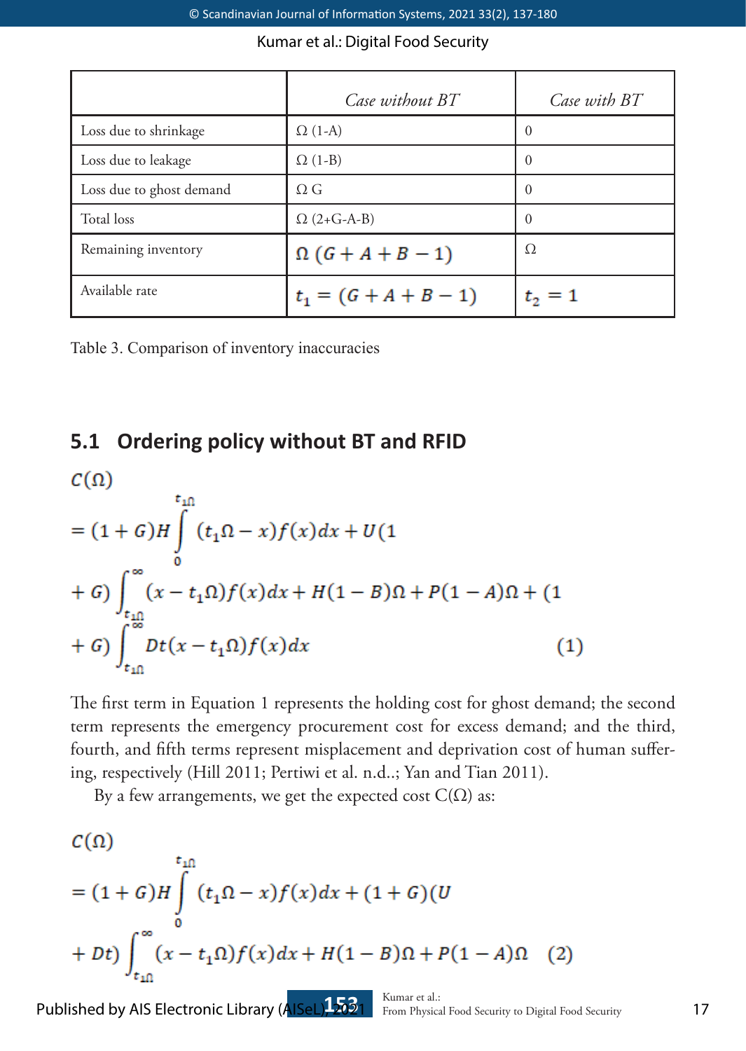| | *Case without BT* | *Case with BT* |
|---|---|---|
| Loss due to shrinkage | Ω (1-A) | 0 |
| Loss due to leakage | Ω (1-B) | 0 |
| Loss due to ghost demand | Ω G | 0 |
| Total loss | Ω (2+G-A-B) | 0 |
| Remaining inventory | $\Omega\,(G + A + B - 1)$ | Ω |
| Available rate | $t_1 = (G + A + B - 1)$ | $t_2 = 1$ |

Table 3. Comparison of inventory inaccuracies

## 5.1 Ordering policy without BT and RFID

$$C(\Omega) = (1+G)H\int_{0}^{t_1\Omega}(t_1\Omega - x)f(x)dx + U(1+G)\int_{t_1\Omega}^{\infty}(x - t_1\Omega)f(x)dx + H(1-B)\Omega + P(1-A)\Omega + (1+G)\int_{t_1\Omega}^{\infty}Dt(x - t_1\Omega)f(x)dx \quad (1)$$

The first term in Equation 1 represents the holding cost for ghost demand; the second term represents the emergency procurement cost for excess demand; and the third, fourth, and fifth terms represent misplacement and deprivation cost of human suffering, respectively (Hill 2011; Pertiwi et al. n.d..; Yan and Tian 2011).

By a few arrangements, we get the expected cost C(Ω) as:

$$C(\Omega) = (1+G)H\int_{0}^{t_1\Omega}(t_1\Omega - x)f(x)dx + (1+G)(U + Dt)\int_{t_1\Omega}^{\infty}(x - t_1\Omega)f(x)dx + H(1-B)\Omega + P(1-A)\Omega \quad (2)$$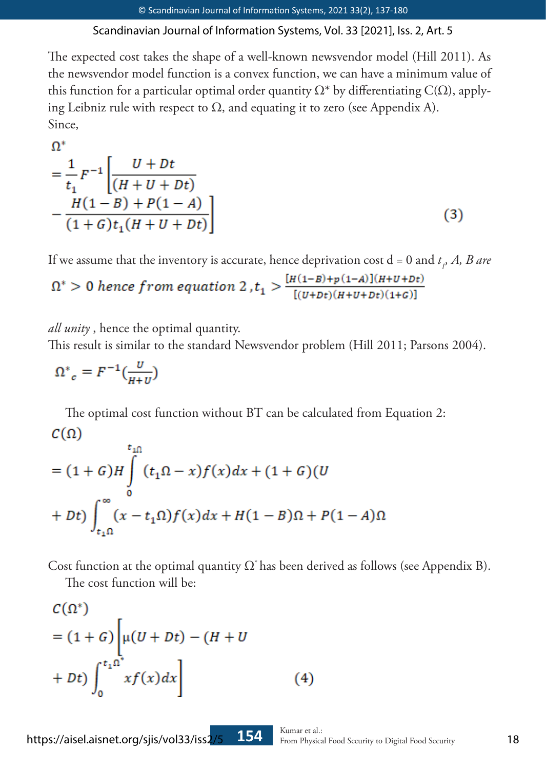The expected cost takes the shape of a well-known newsvendor model (Hill 2011). As the newsvendor model function is a convex function, we can have a minimum value of this function for a particular optimal order quantity $\Omega^*$ by differentiating $C(\Omega)$, applying Leibniz rule with respect to $\Omega$, and equating it to zero (see Appendix A).
Since,

$$\Omega^* = \frac{1}{t_1} F^{-1}\left[\frac{U + Dt}{(H + U + Dt)} - \frac{H(1 - B) + P(1 - A)}{(1 + G)t_1(H + U + Dt)}\right] \quad (3)$$

If we assume that the inventory is accurate, hence deprivation cost d = 0 and $t_1$, *A, B are* $\Omega^* > 0$ *hence from equation* 2 $, t_1 > \frac{[H(1-B)+p(1-A)](H+U+Dt)}{[(U+Dt)(H+U+Dt)(1+G)]}$

*all unity* , hence the optimal quantity.
This result is similar to the standard Newsvendor problem (Hill 2011; Parsons 2004).

$$\Omega^*_c = F^{-1}\left(\frac{U}{H+U}\right)$$

The optimal cost function without BT can be calculated from Equation 2:

$$C(\Omega) = (1 + G)H\int_0^{t_1\Omega} (t_1\Omega - x)f(x)dx + (1 + G)(U + Dt)\int_{t_1\Omega}^{\infty} (x - t_1\Omega)f(x)dx + H(1 - B)\Omega + P(1 - A)\Omega$$

Cost function at the optimal quantity $\Omega^*$ has been derived as follows (see Appendix B).
The cost function will be:

$$C(\Omega^*) = (1 + G)\left[\mu(U + Dt) - (H + U + Dt)\int_0^{t_1\Omega^*} xf(x)dx\right] \quad (4)$$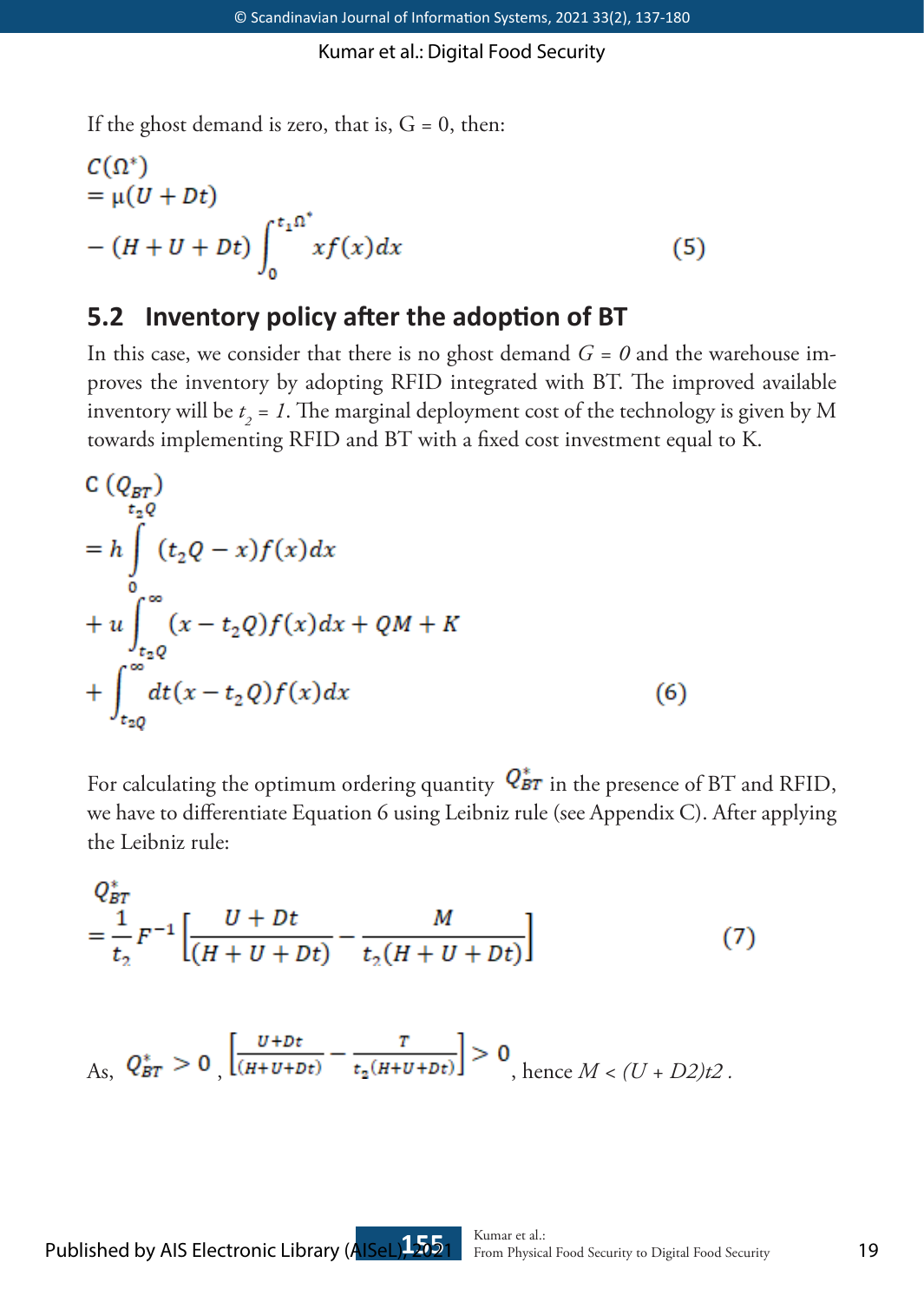If the ghost demand is zero, that is, G = 0, then:

$$C(\Omega^*) = \mu(U + Dt) - (H + U + Dt)\int_0^{t_1\Omega^*} xf(x)dx \tag{5}$$

## 5.2 Inventory policy after the adoption of BT

In this case, we consider that there is no ghost demand $G = 0$ and the warehouse improves the inventory by adopting RFID integrated with BT. The improved available inventory will be $t_2 = 1$. The marginal deployment cost of the technology is given by M towards implementing RFID and BT with a fixed cost investment equal to K.

$$C(Q_{BT}) = h\int_0^{t_2Q}(t_2Q - x)f(x)dx + u\int_{t_2Q}^{\infty}(x - t_2Q)f(x)dx + QM + K + \int_{t_2Q}^{\infty} dt(x - t_2Q)f(x)dx \tag{6}$$

For calculating the optimum ordering quantity $Q_{BT}^*$ in the presence of BT and RFID, we have to differentiate Equation 6 using Leibniz rule (see Appendix C). After applying the Leibniz rule:

$$Q_{BT}^* = \frac{1}{t_2}F^{-1}\left[\frac{U + Dt}{(H + U + Dt)} - \frac{M}{t_2(H + U + Dt)}\right] \tag{7}$$

As, $Q_{BT}^* > 0$, $\left[\frac{U+Dt}{(H+U+Dt)} - \frac{T}{t_2(H+U+Dt)}\right] > 0$, hence $M < (U + D2)t2$.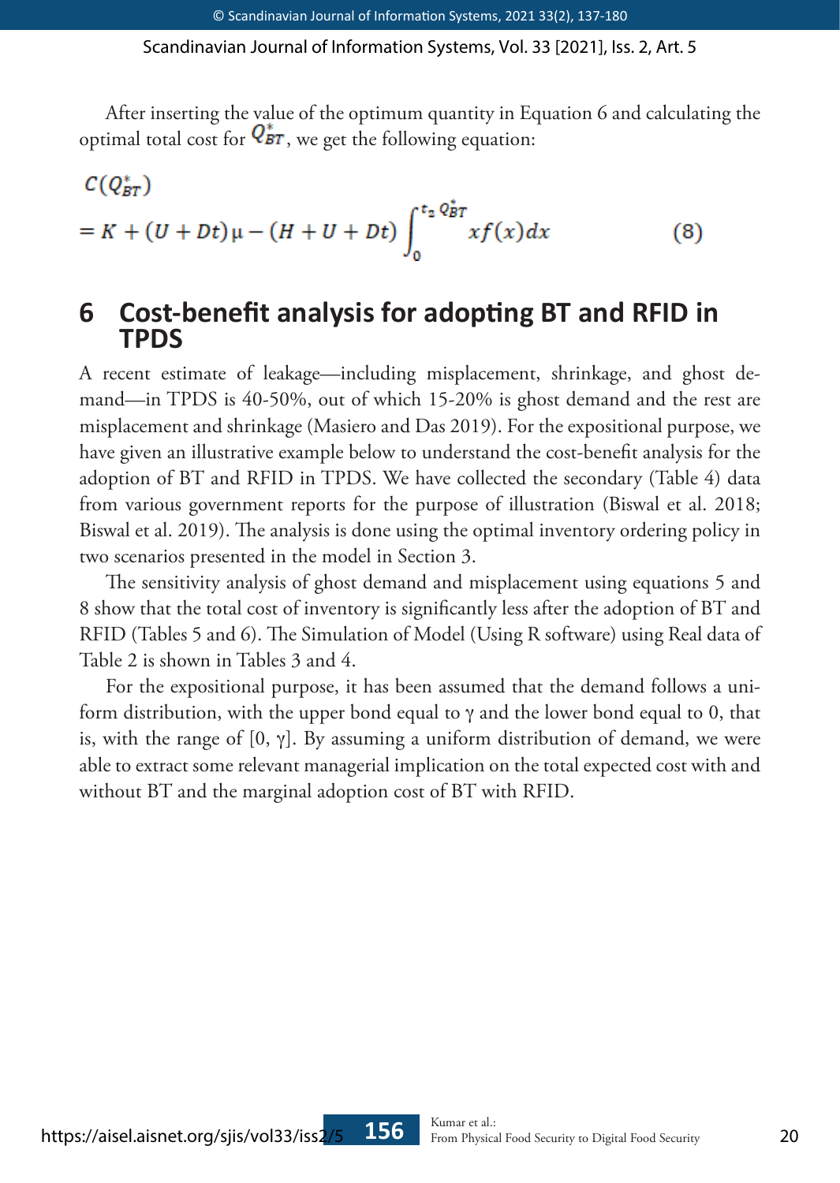After inserting the value of the optimum quantity in Equation 6 and calculating the optimal total cost for $Q^*_{BT}$, we get the following equation:

$$C(Q^*_{BT})$$

$$= K + (U + Dt)\mu - (H + U + Dt)\int_0^{t_2 Q^*_{BT}} xf(x)dx \qquad (8)$$

## 6 Cost-benefit analysis for adopting BT and RFID in TPDS

A recent estimate of leakage—including misplacement, shrinkage, and ghost demand—in TPDS is 40-50%, out of which 15-20% is ghost demand and the rest are misplacement and shrinkage (Masiero and Das 2019). For the expositional purpose, we have given an illustrative example below to understand the cost-benefit analysis for the adoption of BT and RFID in TPDS. We have collected the secondary (Table 4) data from various government reports for the purpose of illustration (Biswal et al. 2018; Biswal et al. 2019). The analysis is done using the optimal inventory ordering policy in two scenarios presented in the model in Section 3.

The sensitivity analysis of ghost demand and misplacement using equations 5 and 8 show that the total cost of inventory is significantly less after the adoption of BT and RFID (Tables 5 and 6). The Simulation of Model (Using R software) using Real data of Table 2 is shown in Tables 3 and 4.

For the expositional purpose, it has been assumed that the demand follows a uniform distribution, with the upper bond equal to γ and the lower bond equal to 0, that is, with the range of [0, γ]. By assuming a uniform distribution of demand, we were able to extract some relevant managerial implication on the total expected cost with and without BT and the marginal adoption cost of BT with RFID.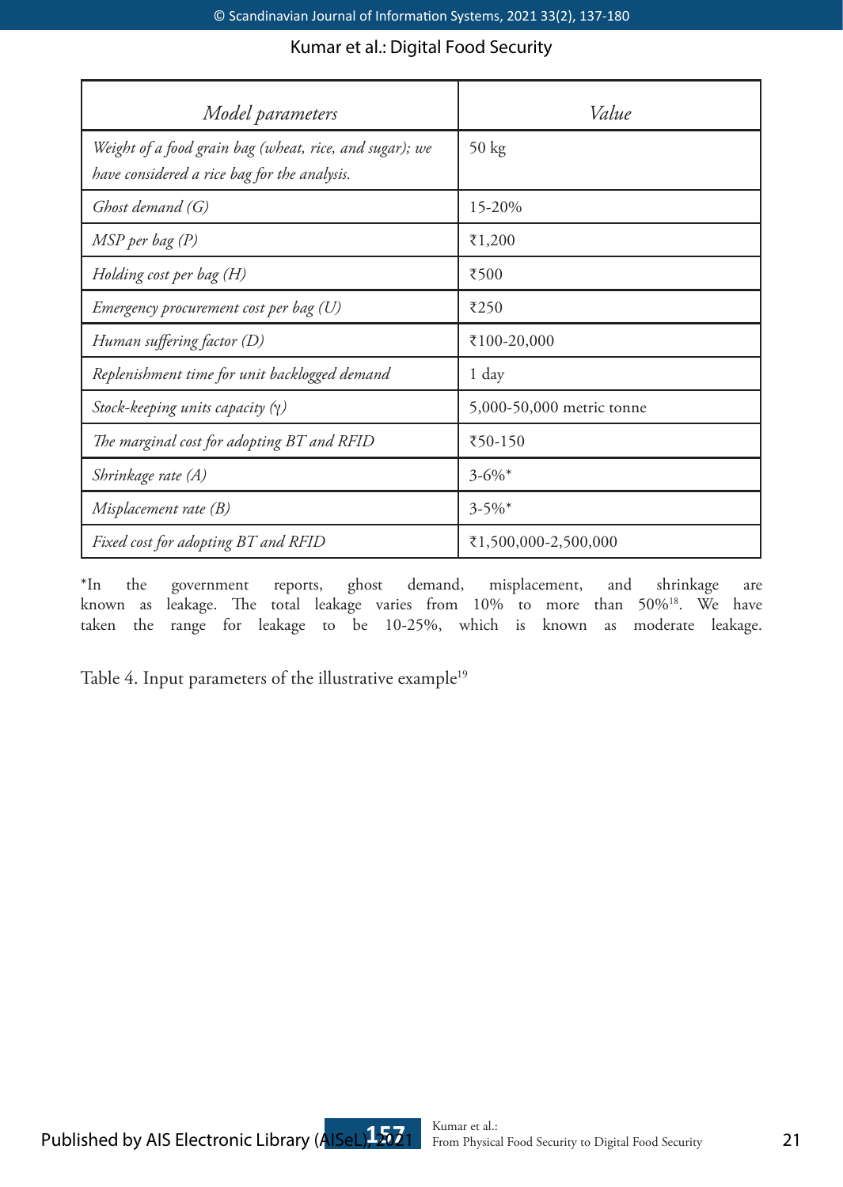| *Model parameters* | *Value* |
|---|---|
| *Weight of a food grain bag (wheat, rice, and sugar); we have considered a rice bag for the analysis.* | 50 kg |
| *Ghost demand (G)* | 15-20% |
| *MSP per bag (P)* | ₹1,200 |
| *Holding cost per bag (H)* | ₹500 |
| *Emergency procurement cost per bag (U)* | ₹250 |
| *Human suffering factor (D)* | ₹100-20,000 |
| *Replenishment time for unit backlogged demand* | 1 day |
| *Stock-keeping units capacity (γ)* | 5,000-50,000 metric tonne |
| *The marginal cost for adopting BT and RFID* | ₹50-150 |
| *Shrinkage rate (A)* | 3-6%* |
| *Misplacement rate (B)* | 3-5%* |
| *Fixed cost for adopting BT and RFID* | ₹1,500,000-2,500,000 |

*In the government reports, ghost demand, misplacement, and shrinkage are known as leakage. The total leakage varies from 10% to more than 50%[18]. We have taken the range for leakage to be 10-25%, which is known as moderate leakage.

Table 4. Input parameters of the illustrative example[19]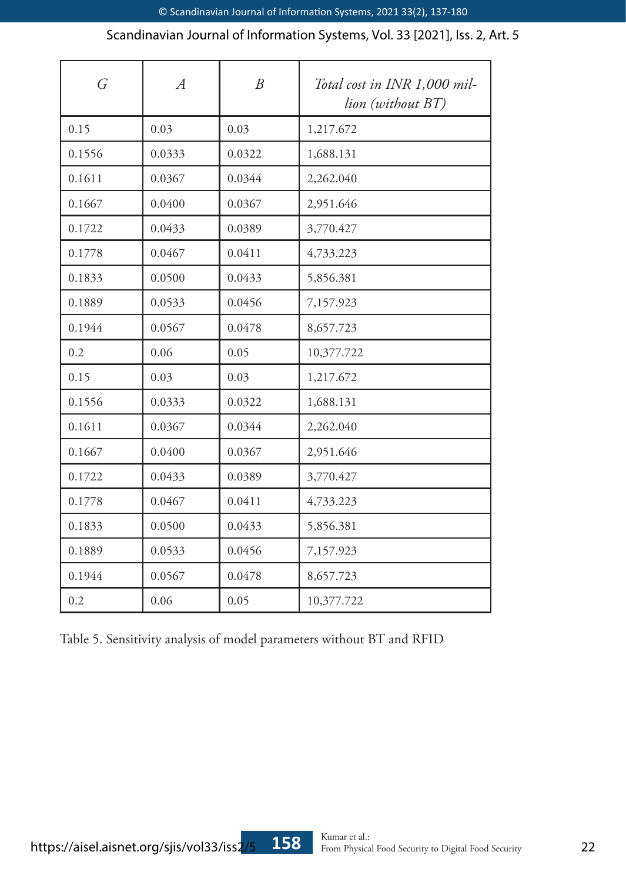| $G$ | $A$ | $B$ | *Total cost in INR 1,000 million (without BT)* |
|---|---|---|---|
| 0.15 | 0.03 | 0.03 | 1,217.672 |
| 0.1556 | 0.0333 | 0.0322 | 1,688.131 |
| 0.1611 | 0.0367 | 0.0344 | 2,262.040 |
| 0.1667 | 0.0400 | 0.0367 | 2,951.646 |
| 0.1722 | 0.0433 | 0.0389 | 3,770.427 |
| 0.1778 | 0.0467 | 0.0411 | 4,733.223 |
| 0.1833 | 0.0500 | 0.0433 | 5,856.381 |
| 0.1889 | 0.0533 | 0.0456 | 7,157.923 |
| 0.1944 | 0.0567 | 0.0478 | 8,657.723 |
| 0.2 | 0.06 | 0.05 | 10,377.722 |
| 0.15 | 0.03 | 0.03 | 1,217.672 |
| 0.1556 | 0.0333 | 0.0322 | 1,688.131 |
| 0.1611 | 0.0367 | 0.0344 | 2,262.040 |
| 0.1667 | 0.0400 | 0.0367 | 2,951.646 |
| 0.1722 | 0.0433 | 0.0389 | 3,770.427 |
| 0.1778 | 0.0467 | 0.0411 | 4,733.223 |
| 0.1833 | 0.0500 | 0.0433 | 5,856.381 |
| 0.1889 | 0.0533 | 0.0456 | 7,157.923 |
| 0.1944 | 0.0567 | 0.0478 | 8,657.723 |
| 0.2 | 0.06 | 0.05 | 10,377.722 |

Table 5. Sensitivity analysis of model parameters without BT and RFID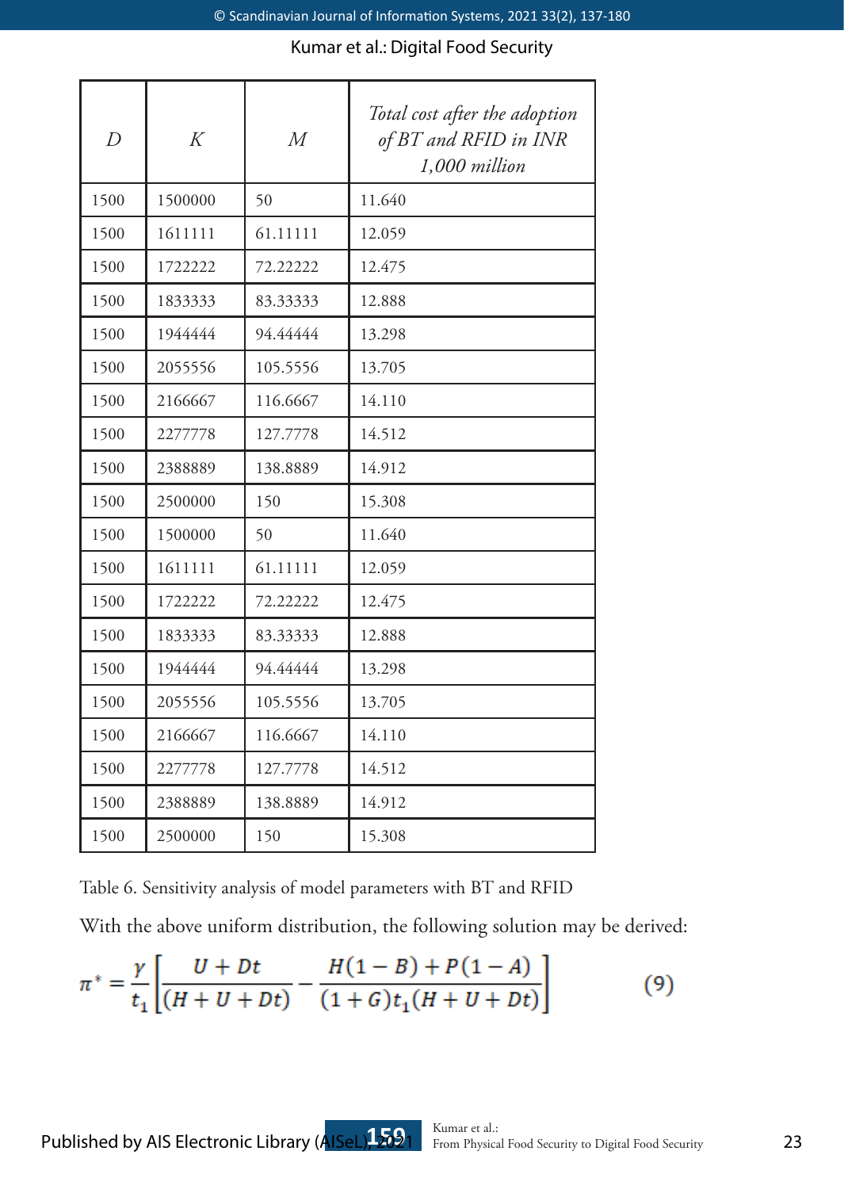| $D$ | $K$ | $M$ | *Total cost after the adoption of BT and RFID in INR 1,000 million* |
| --- | --- | --- | --- |
| 1500 | 1500000 | 50 | 11.640 |
| 1500 | 1611111 | 61.11111 | 12.059 |
| 1500 | 1722222 | 72.22222 | 12.475 |
| 1500 | 1833333 | 83.33333 | 12.888 |
| 1500 | 1944444 | 94.44444 | 13.298 |
| 1500 | 2055556 | 105.5556 | 13.705 |
| 1500 | 2166667 | 116.6667 | 14.110 |
| 1500 | 2277778 | 127.7778 | 14.512 |
| 1500 | 2388889 | 138.8889 | 14.912 |
| 1500 | 2500000 | 150 | 15.308 |
| 1500 | 1500000 | 50 | 11.640 |
| 1500 | 1611111 | 61.11111 | 12.059 |
| 1500 | 1722222 | 72.22222 | 12.475 |
| 1500 | 1833333 | 83.33333 | 12.888 |
| 1500 | 1944444 | 94.44444 | 13.298 |
| 1500 | 2055556 | 105.5556 | 13.705 |
| 1500 | 2166667 | 116.6667 | 14.110 |
| 1500 | 2277778 | 127.7778 | 14.512 |
| 1500 | 2388889 | 138.8889 | 14.912 |
| 1500 | 2500000 | 150 | 15.308 |

Table 6. Sensitivity analysis of model parameters with BT and RFID

With the above uniform distribution, the following solution may be derived:

$$\pi^* = \frac{\gamma}{t_1}\left[\frac{U + Dt}{(H + U + Dt)} - \frac{H(1 - B) + P(1 - A)}{(1 + G)t_1(H + U + Dt)}\right] \tag{9}$$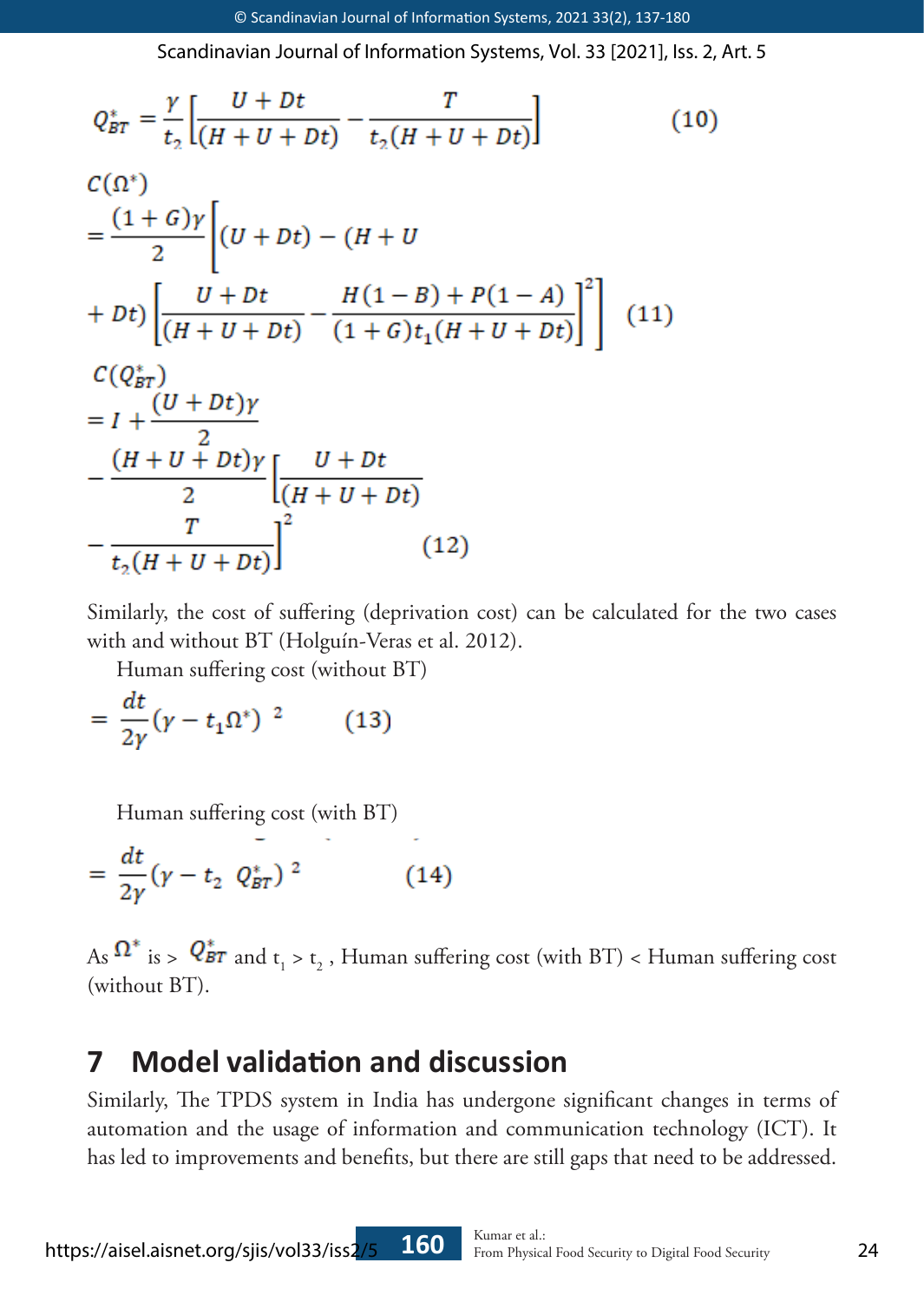$$Q_{BT}^{*} = \frac{\gamma}{t_2}\left[\frac{U + Dt}{(H + U + Dt)} - \frac{T}{t_2(H + U + Dt)}\right] \qquad (10)$$

$$C(\Omega^{*}) = \frac{(1+G)\gamma}{2}\left[(U + Dt) - (H + U + Dt)\left[\frac{U + Dt}{(H + U + Dt)} - \frac{H(1-B) + P(1-A)}{(1+G)t_1(H + U + Dt)}\right]^2\right] \qquad (11)$$

$$C(Q_{BT}^{*}) = I + \frac{(U + Dt)\gamma}{2} - \frac{(H + U + Dt)\gamma}{2}\left[\frac{U + Dt}{(H + U + Dt)} - \frac{T}{t_2(H + U + Dt)}\right]^2 \qquad (12)$$

Similarly, the cost of suffering (deprivation cost) can be calculated for the two cases with and without BT (Holguín-Veras et al. 2012).

Human suffering cost (without BT)

$$= \frac{dt}{2\gamma}(\gamma - t_1\Omega^{*})^{2} \qquad (13)$$

Human suffering cost (with BT)

$$= \frac{dt}{2\gamma}(\gamma - t_2\, Q_{BT}^{*})^{2} \qquad (14)$$

As $\Omega^{*}$ is > $Q_{BT}^{*}$ and $t_1 > t_2$, Human suffering cost (with BT) < Human suffering cost (without BT).

## 7 Model validation and discussion

Similarly, The TPDS system in India has undergone significant changes in terms of automation and the usage of information and communication technology (ICT). It has led to improvements and benefits, but there are still gaps that need to be addressed.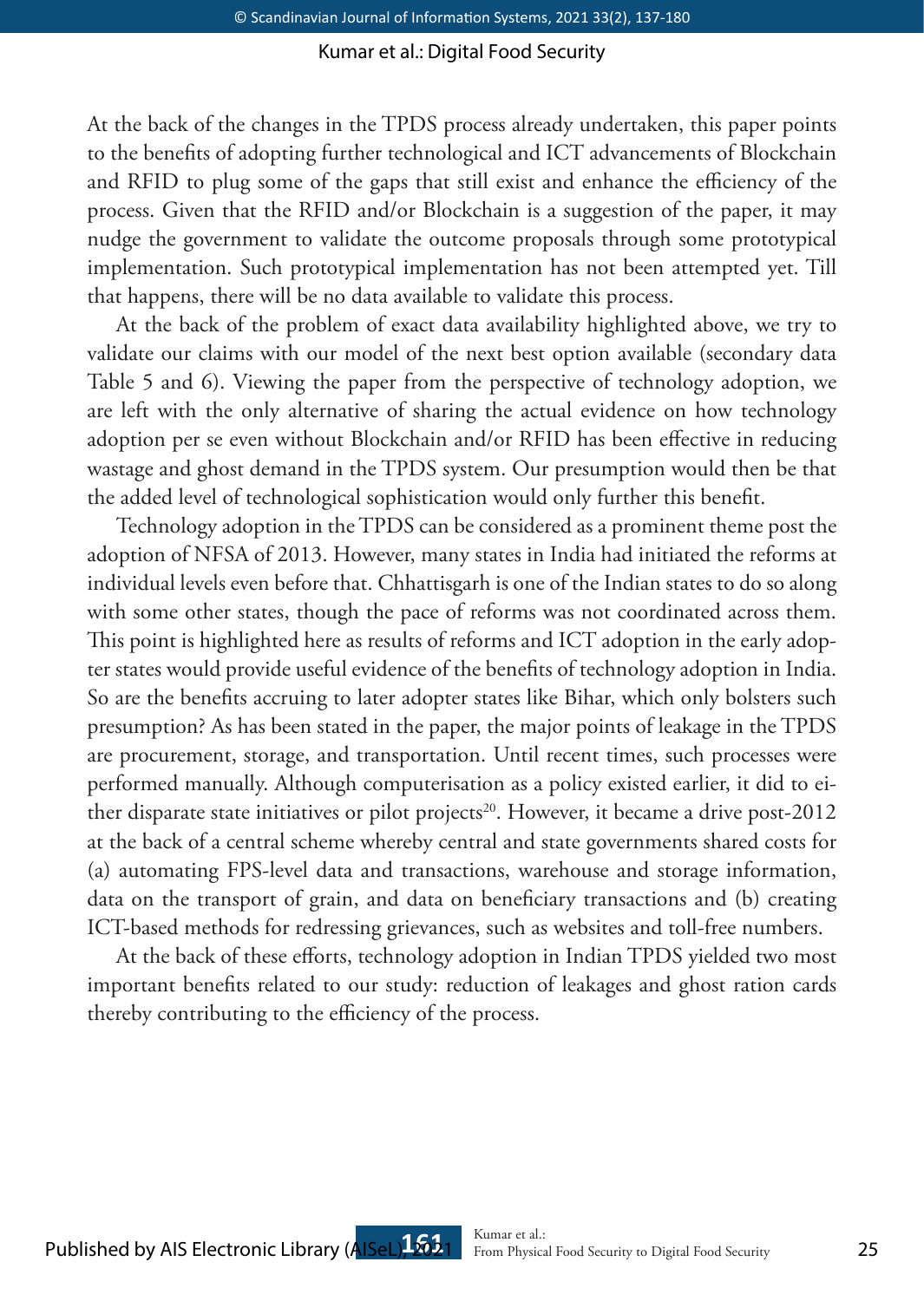At the back of the changes in the TPDS process already undertaken, this paper points to the benefits of adopting further technological and ICT advancements of Blockchain and RFID to plug some of the gaps that still exist and enhance the efficiency of the process. Given that the RFID and/or Blockchain is a suggestion of the paper, it may nudge the government to validate the outcome proposals through some prototypical implementation. Such prototypical implementation has not been attempted yet. Till that happens, there will be no data available to validate this process.

At the back of the problem of exact data availability highlighted above, we try to validate our claims with our model of the next best option available (secondary data Table 5 and 6). Viewing the paper from the perspective of technology adoption, we are left with the only alternative of sharing the actual evidence on how technology adoption per se even without Blockchain and/or RFID has been effective in reducing wastage and ghost demand in the TPDS system. Our presumption would then be that the added level of technological sophistication would only further this benefit.

Technology adoption in the TPDS can be considered as a prominent theme post the adoption of NFSA of 2013. However, many states in India had initiated the reforms at individual levels even before that. Chhattisgarh is one of the Indian states to do so along with some other states, though the pace of reforms was not coordinated across them. This point is highlighted here as results of reforms and ICT adoption in the early adopter states would provide useful evidence of the benefits of technology adoption in India. So are the benefits accruing to later adopter states like Bihar, which only bolsters such presumption? As has been stated in the paper, the major points of leakage in the TPDS are procurement, storage, and transportation. Until recent times, such processes were performed manually. Although computerisation as a policy existed earlier, it did to either disparate state initiatives or pilot projects[20]. However, it became a drive post-2012 at the back of a central scheme whereby central and state governments shared costs for (a) automating FPS-level data and transactions, warehouse and storage information, data on the transport of grain, and data on beneficiary transactions and (b) creating ICT-based methods for redressing grievances, such as websites and toll-free numbers.

At the back of these efforts, technology adoption in Indian TPDS yielded two most important benefits related to our study: reduction of leakages and ghost ration cards thereby contributing to the efficiency of the process.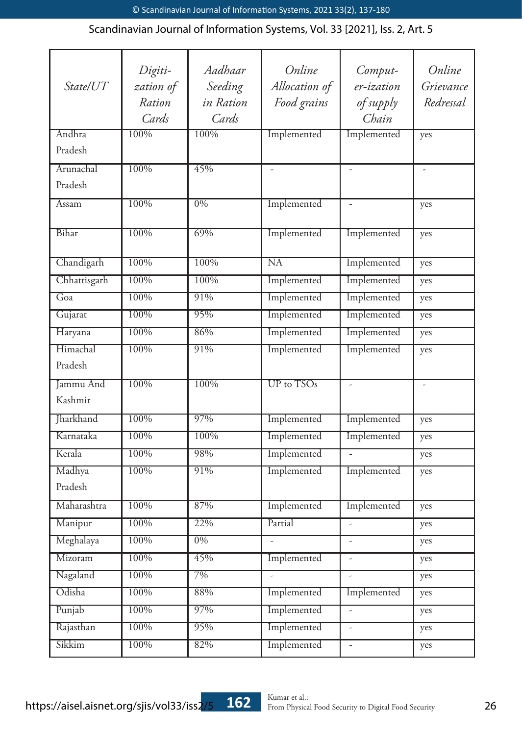| State/UT | Digiti-zation of Ration Cards | Aadhaar Seeding in Ration Cards | Online Allocation of Food grains | Comput-er-ization of supply Chain | Online Grievance Redressal |
|---|---|---|---|---|---|
| Andhra Pradesh | 100% | 100% | Implemented | Implemented | yes |
| Arunachal Pradesh | 100% | 45% | - | - | - |
| Assam | 100% | 0% | Implemented | - | yes |
| Bihar | 100% | 69% | Implemented | Implemented | yes |
| Chandigarh | 100% | 100% | NA | Implemented | yes |
| Chhattisgarh | 100% | 100% | Implemented | Implemented | yes |
| Goa | 100% | 91% | Implemented | Implemented | yes |
| Gujarat | 100% | 95% | Implemented | Implemented | yes |
| Haryana | 100% | 86% | Implemented | Implemented | yes |
| Himachal Pradesh | 100% | 91% | Implemented | Implemented | yes |
| Jammu And Kashmir | 100% | 100% | UP to TSOs | - | - |
| Jharkhand | 100% | 97% | Implemented | Implemented | yes |
| Karnataka | 100% | 100% | Implemented | Implemented | yes |
| Kerala | 100% | 98% | Implemented | - | yes |
| Madhya Pradesh | 100% | 91% | Implemented | Implemented | yes |
| Maharashtra | 100% | 87% | Implemented | Implemented | yes |
| Manipur | 100% | 22% | Partial | - | yes |
| Meghalaya | 100% | 0% | - | - | yes |
| Mizoram | 100% | 45% | Implemented | - | yes |
| Nagaland | 100% | 7% | - | - | yes |
| Odisha | 100% | 88% | Implemented | Implemented | yes |
| Punjab | 100% | 97% | Implemented | - | yes |
| Rajasthan | 100% | 95% | Implemented | - | yes |
| Sikkim | 100% | 82% | Implemented | - | yes |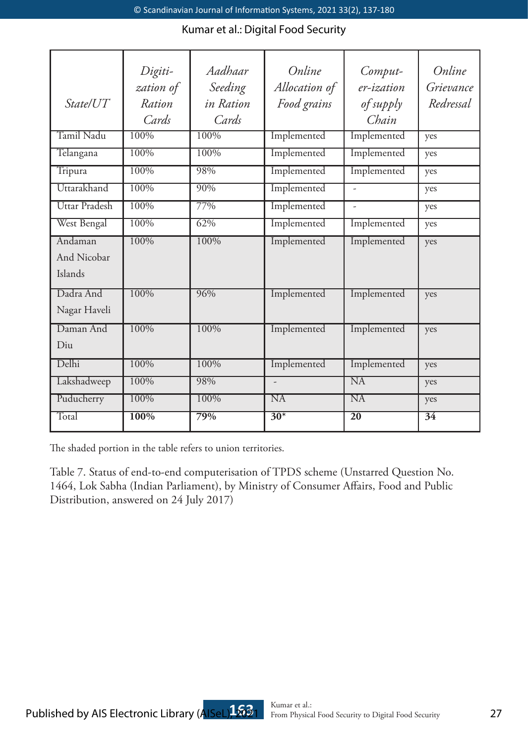| State/UT | Digitization of Ration Cards | Aadhaar Seeding in Ration Cards | Online Allocation of Food grains | Computer-ization of supply Chain | Online Grievance Redressal |
|---|---|---|---|---|---|
| Tamil Nadu | 100% | 100% | Implemented | Implemented | yes |
| Telangana | 100% | 100% | Implemented | Implemented | yes |
| Tripura | 100% | 98% | Implemented | Implemented | yes |
| Uttarakhand | 100% | 90% | Implemented | - | yes |
| Uttar Pradesh | 100% | 77% | Implemented | - | yes |
| West Bengal | 100% | 62% | Implemented | Implemented | yes |
| Andaman And Nicobar Islands | 100% | 100% | Implemented | Implemented | yes |
| Dadra And Nagar Haveli | 100% | 96% | Implemented | Implemented | yes |
| Daman And Diu | 100% | 100% | Implemented | Implemented | yes |
| Delhi | 100% | 100% | Implemented | Implemented | yes |
| Lakshadweep | 100% | 98% | - | NA | yes |
| Puducherry | 100% | 100% | NA | NA | yes |
| Total | **100%** | **79%** | **30*** | **20** | **34** |

The shaded portion in the table refers to union territories.

Table 7. Status of end-to-end computerisation of TPDS scheme (Unstarred Question No. 1464, Lok Sabha (Indian Parliament), by Ministry of Consumer Affairs, Food and Public Distribution, answered on 24 July 2017)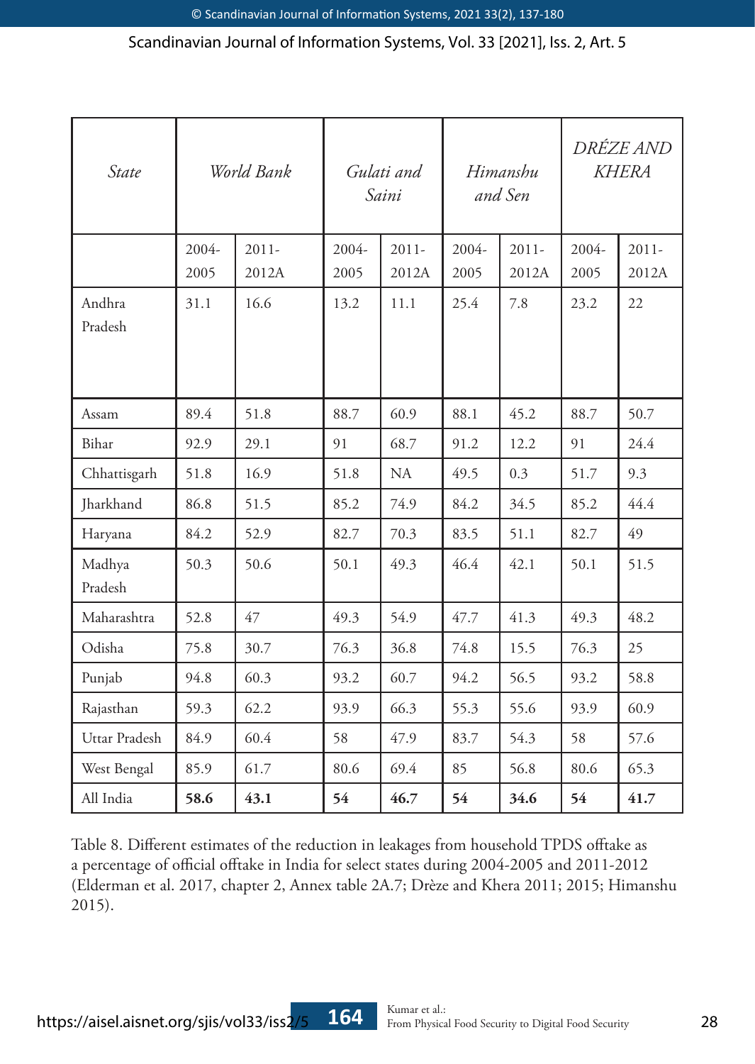| *State* | *World Bank* | | *Gulati and Saini* | | *Himanshu and Sen* | | *DRÉZE AND KHERA* | |
|---|---|---|---|---|---|---|---|---|
| | 2004-2005 | 2011-2012A | 2004-2005 | 2011-2012A | 2004-2005 | 2011-2012A | 2004-2005 | 2011-2012A |
| Andhra Pradesh | 31.1 | 16.6 | 13.2 | 11.1 | 25.4 | 7.8 | 23.2 | 22 |
| Assam | 89.4 | 51.8 | 88.7 | 60.9 | 88.1 | 45.2 | 88.7 | 50.7 |
| Bihar | 92.9 | 29.1 | 91 | 68.7 | 91.2 | 12.2 | 91 | 24.4 |
| Chhattisgarh | 51.8 | 16.9 | 51.8 | NA | 49.5 | 0.3 | 51.7 | 9.3 |
| Jharkhand | 86.8 | 51.5 | 85.2 | 74.9 | 84.2 | 34.5 | 85.2 | 44.4 |
| Haryana | 84.2 | 52.9 | 82.7 | 70.3 | 83.5 | 51.1 | 82.7 | 49 |
| Madhya Pradesh | 50.3 | 50.6 | 50.1 | 49.3 | 46.4 | 42.1 | 50.1 | 51.5 |
| Maharashtra | 52.8 | 47 | 49.3 | 54.9 | 47.7 | 41.3 | 49.3 | 48.2 |
| Odisha | 75.8 | 30.7 | 76.3 | 36.8 | 74.8 | 15.5 | 76.3 | 25 |
| Punjab | 94.8 | 60.3 | 93.2 | 60.7 | 94.2 | 56.5 | 93.2 | 58.8 |
| Rajasthan | 59.3 | 62.2 | 93.9 | 66.3 | 55.3 | 55.6 | 93.9 | 60.9 |
| Uttar Pradesh | 84.9 | 60.4 | 58 | 47.9 | 83.7 | 54.3 | 58 | 57.6 |
| West Bengal | 85.9 | 61.7 | 80.6 | 69.4 | 85 | 56.8 | 80.6 | 65.3 |
| All India | **58.6** | **43.1** | **54** | **46.7** | **54** | **34.6** | **54** | **41.7** |

Table 8. Different estimates of the reduction in leakages from household TPDS offtake as a percentage of official offtake in India for select states during 2004-2005 and 2011-2012 (Elderman et al. 2017, chapter 2, Annex table 2A.7; Drèze and Khera 2011; 2015; Himanshu 2015).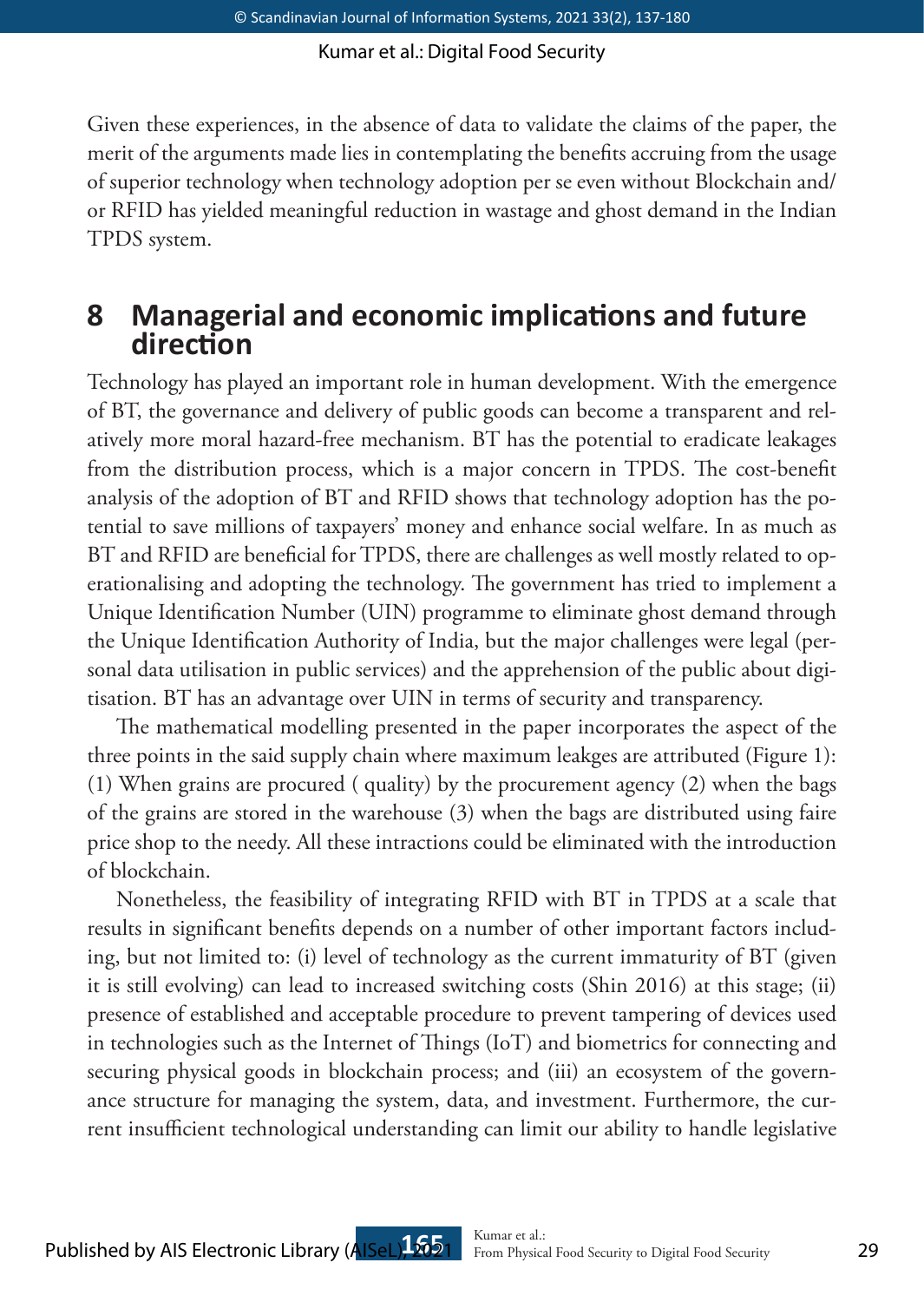Given these experiences, in the absence of data to validate the claims of the paper, the merit of the arguments made lies in contemplating the benefits accruing from the usage of superior technology when technology adoption per se even without Blockchain and/or RFID has yielded meaningful reduction in wastage and ghost demand in the Indian TPDS system.

## 8 Managerial and economic implications and future direction

Technology has played an important role in human development. With the emergence of BT, the governance and delivery of public goods can become a transparent and relatively more moral hazard-free mechanism. BT has the potential to eradicate leakages from the distribution process, which is a major concern in TPDS. The cost-benefit analysis of the adoption of BT and RFID shows that technology adoption has the potential to save millions of taxpayers' money and enhance social welfare. In as much as BT and RFID are beneficial for TPDS, there are challenges as well mostly related to operationalising and adopting the technology. The government has tried to implement a Unique Identification Number (UIN) programme to eliminate ghost demand through the Unique Identification Authority of India, but the major challenges were legal (personal data utilisation in public services) and the apprehension of the public about digitisation. BT has an advantage over UIN in terms of security and transparency.

The mathematical modelling presented in the paper incorporates the aspect of the three points in the said supply chain where maximum leakges are attributed (Figure 1): (1) When grains are procured ( quality) by the procurement agency (2) when the bags of the grains are stored in the warehouse (3) when the bags are distributed using faire price shop to the needy. All these intractions could be eliminated with the introduction of blockchain.

Nonetheless, the feasibility of integrating RFID with BT in TPDS at a scale that results in significant benefits depends on a number of other important factors including, but not limited to: (i) level of technology as the current immaturity of BT (given it is still evolving) can lead to increased switching costs (Shin 2016) at this stage; (ii) presence of established and acceptable procedure to prevent tampering of devices used in technologies such as the Internet of Things (IoT) and biometrics for connecting and securing physical goods in blockchain process; and (iii) an ecosystem of the governance structure for managing the system, data, and investment. Furthermore, the current insufficient technological understanding can limit our ability to handle legislative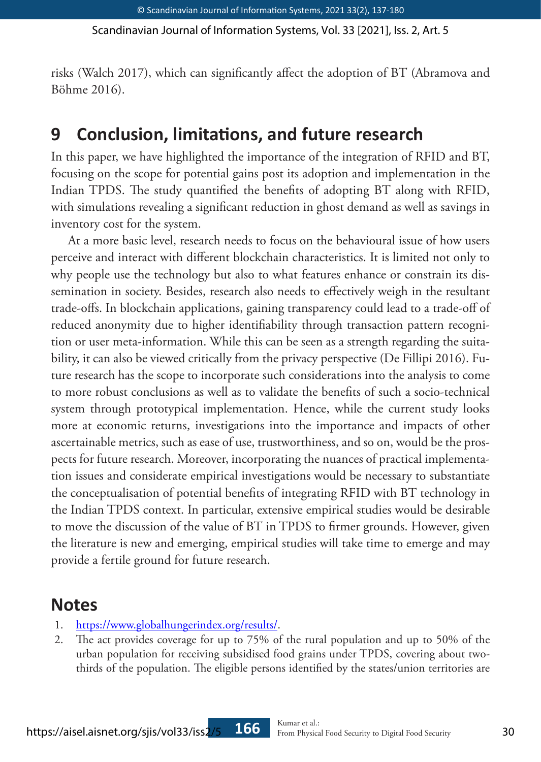risks (Walch 2017), which can significantly affect the adoption of BT (Abramova and Böhme 2016).

## 9 Conclusion, limitations, and future research

In this paper, we have highlighted the importance of the integration of RFID and BT, focusing on the scope for potential gains post its adoption and implementation in the Indian TPDS. The study quantified the benefits of adopting BT along with RFID, with simulations revealing a significant reduction in ghost demand as well as savings in inventory cost for the system.

At a more basic level, research needs to focus on the behavioural issue of how users perceive and interact with different blockchain characteristics. It is limited not only to why people use the technology but also to what features enhance or constrain its dissemination in society. Besides, research also needs to effectively weigh in the resultant trade-offs. In blockchain applications, gaining transparency could lead to a trade-off of reduced anonymity due to higher identifiability through transaction pattern recognition or user meta-information. While this can be seen as a strength regarding the suitability, it can also be viewed critically from the privacy perspective (De Fillipi 2016). Future research has the scope to incorporate such considerations into the analysis to come to more robust conclusions as well as to validate the benefits of such a socio-technical system through prototypical implementation. Hence, while the current study looks more at economic returns, investigations into the importance and impacts of other ascertainable metrics, such as ease of use, trustworthiness, and so on, would be the prospects for future research. Moreover, incorporating the nuances of practical implementation issues and considerate empirical investigations would be necessary to substantiate the conceptualisation of potential benefits of integrating RFID with BT technology in the Indian TPDS context. In particular, extensive empirical studies would be desirable to move the discussion of the value of BT in TPDS to firmer grounds. However, given the literature is new and emerging, empirical studies will take time to emerge and may provide a fertile ground for future research.

## Notes

1. https://www.globalhungerindex.org/results/.
2. The act provides coverage for up to 75% of the rural population and up to 50% of the urban population for receiving subsidised food grains under TPDS, covering about two-thirds of the population. The eligible persons identified by the states/union territories are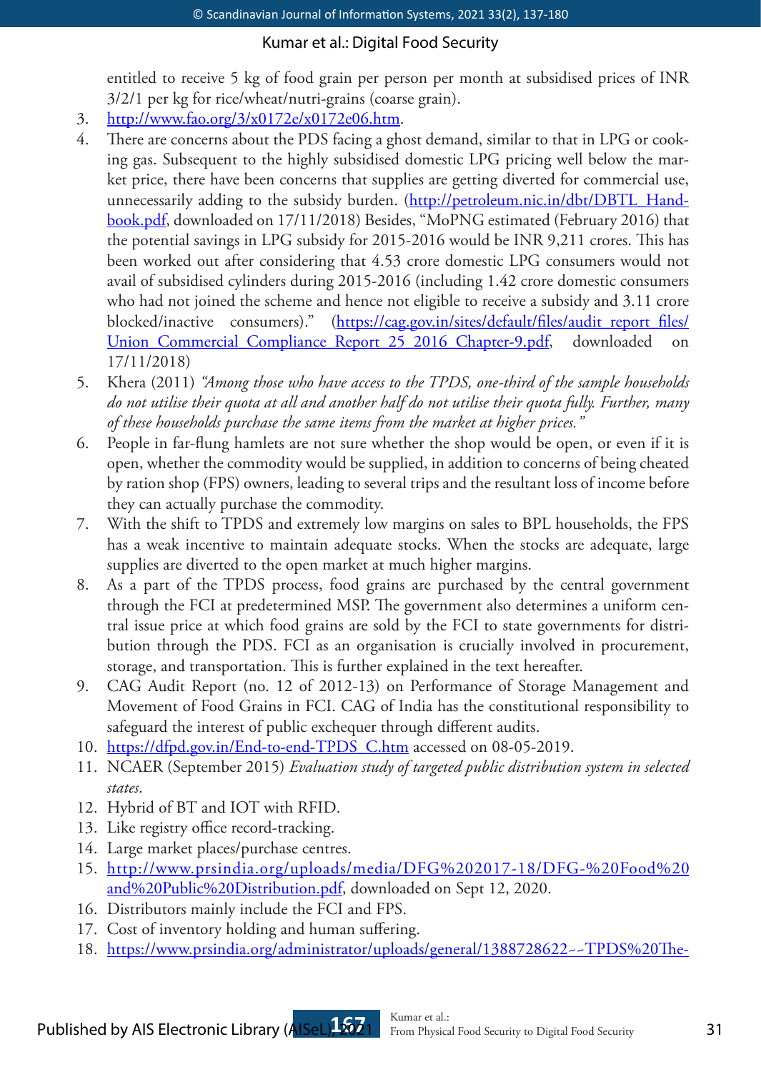entitled to receive 5 kg of food grain per person per month at subsidised prices of INR 3/2/1 per kg for rice/wheat/nutri-grains (coarse grain).

3. http://www.fao.org/3/x0172e/x0172e06.htm.
4. There are concerns about the PDS facing a ghost demand, similar to that in LPG or cooking gas. Subsequent to the highly subsidised domestic LPG pricing well below the market price, there have been concerns that supplies are getting diverted for commercial use, unnecessarily adding to the subsidy burden. (http://petroleum.nic.in/dbt/DBTL_Handbook.pdf, downloaded on 17/11/2018) Besides, "MoPNG estimated (February 2016) that the potential savings in LPG subsidy for 2015-2016 would be INR 9,211 crores. This has been worked out after considering that 4.53 crore domestic LPG consumers would not avail of subsidised cylinders during 2015-2016 (including 1.42 crore domestic consumers who had not joined the scheme and hence not eligible to receive a subsidy and 3.11 crore blocked/inactive consumers)." (https://cag.gov.in/sites/default/files/audit_report_files/Union_Commercial_Compliance_Report_25_2016_Chapter-9.pdf, downloaded on 17/11/2018)
5. Khera (2011) *"Among those who have access to the TPDS, one-third of the sample households do not utilise their quota at all and another half do not utilise their quota fully. Further, many of these households purchase the same items from the market at higher prices."*
6. People in far-flung hamlets are not sure whether the shop would be open, or even if it is open, whether the commodity would be supplied, in addition to concerns of being cheated by ration shop (FPS) owners, leading to several trips and the resultant loss of income before they can actually purchase the commodity.
7. With the shift to TPDS and extremely low margins on sales to BPL households, the FPS has a weak incentive to maintain adequate stocks. When the stocks are adequate, large supplies are diverted to the open market at much higher margins.
8. As a part of the TPDS process, food grains are purchased by the central government through the FCI at predetermined MSP. The government also determines a uniform central issue price at which food grains are sold by the FCI to state governments for distribution through the PDS. FCI as an organisation is crucially involved in procurement, storage, and transportation. This is further explained in the text hereafter.
9. CAG Audit Report (no. 12 of 2012-13) on Performance of Storage Management and Movement of Food Grains in FCI. CAG of India has the constitutional responsibility to safeguard the interest of public exchequer through different audits.
10. https://dfpd.gov.in/End-to-end-TPDS_C.htm accessed on 08-05-2019.
11. NCAER (September 2015) *Evaluation study of targeted public distribution system in selected states*.
12. Hybrid of BT and IOT with RFID.
13. Like registry office record-tracking.
14. Large market places/purchase centres.
15. http://www.prsindia.org/uploads/media/DFG%202017-18/DFG-%20Food%20and%20Public%20Distribution.pdf, downloaded on Sept 12, 2020.
16. Distributors mainly include the FCI and FPS.
17. Cost of inventory holding and human suffering.
18. https://www.prsindia.org/administrator/uploads/general/1388728622~~TPDS%20The-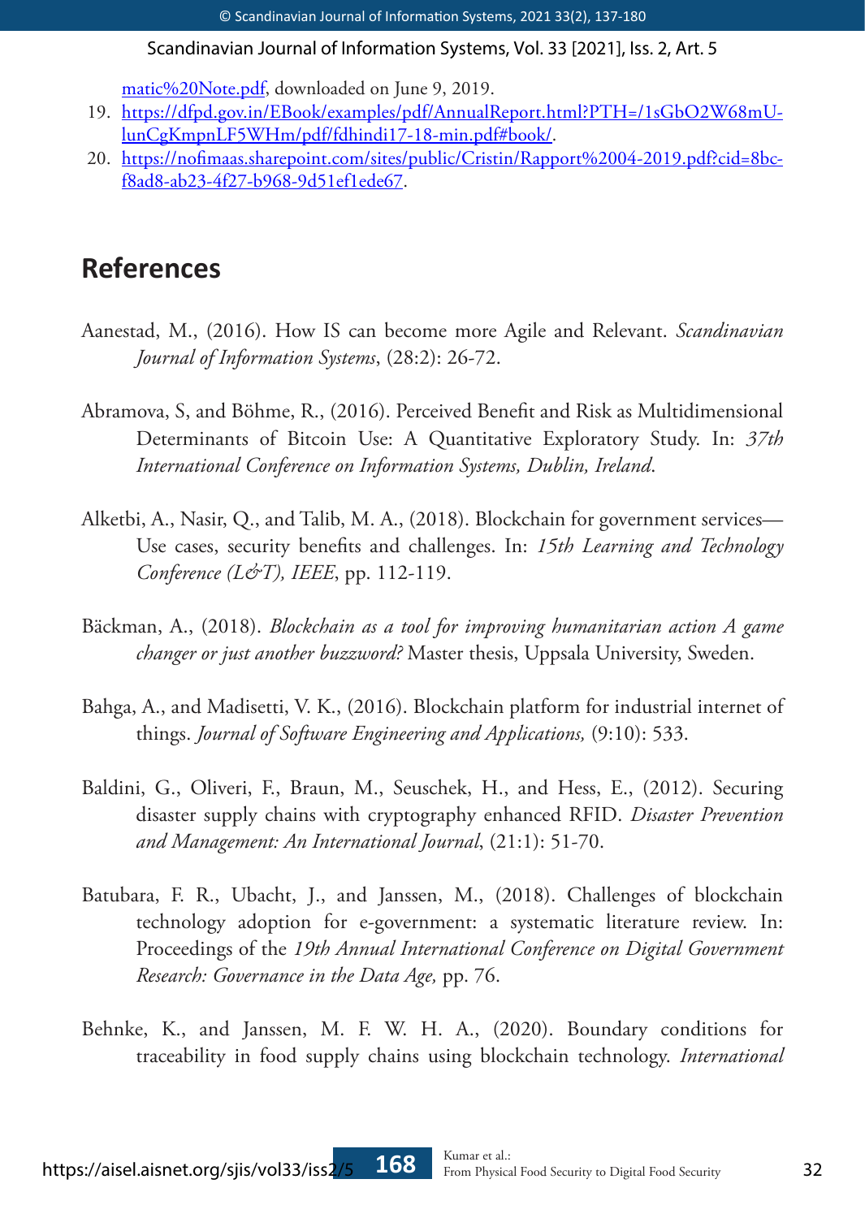matic%20Note.pdf, downloaded on June 9, 2019.

19. https://dfpd.gov.in/EBook/examples/pdf/AnnualReport.html?PTH=/1sGbO2W68mUlunCgKmpnLF5WHm/pdf/fdhindi17-18-min.pdf#book/.
20. https://nofimaas.sharepoint.com/sites/public/Cristin/Rapport%2004-2019.pdf?cid=8bcf8ad8-ab23-4f27-b968-9d51ef1ede67.

## References

Aanestad, M., (2016). How IS can become more Agile and Relevant. *Scandinavian Journal of Information Systems*, (28:2): 26-72.

Abramova, S, and Böhme, R., (2016). Perceived Benefit and Risk as Multidimensional Determinants of Bitcoin Use: A Quantitative Exploratory Study. In: *37th International Conference on Information Systems, Dublin, Ireland*.

Alketbi, A., Nasir, Q., and Talib, M. A., (2018). Blockchain for government services—Use cases, security benefits and challenges. In: *15th Learning and Technology Conference (L&T), IEEE*, pp. 112-119.

Bäckman, A., (2018). *Blockchain as a tool for improving humanitarian action A game changer or just another buzzword?* Master thesis, Uppsala University, Sweden.

Bahga, A., and Madisetti, V. K., (2016). Blockchain platform for industrial internet of things. *Journal of Software Engineering and Applications,* (9:10): 533.

Baldini, G., Oliveri, F., Braun, M., Seuschek, H., and Hess, E., (2012). Securing disaster supply chains with cryptography enhanced RFID. *Disaster Prevention and Management: An International Journal*, (21:1): 51-70.

Batubara, F. R., Ubacht, J., and Janssen, M., (2018). Challenges of blockchain technology adoption for e-government: a systematic literature review. In: Proceedings of the *19th Annual International Conference on Digital Government Research: Governance in the Data Age,* pp. 76.

Behnke, K., and Janssen, M. F. W. H. A., (2020). Boundary conditions for traceability in food supply chains using blockchain technology. *International*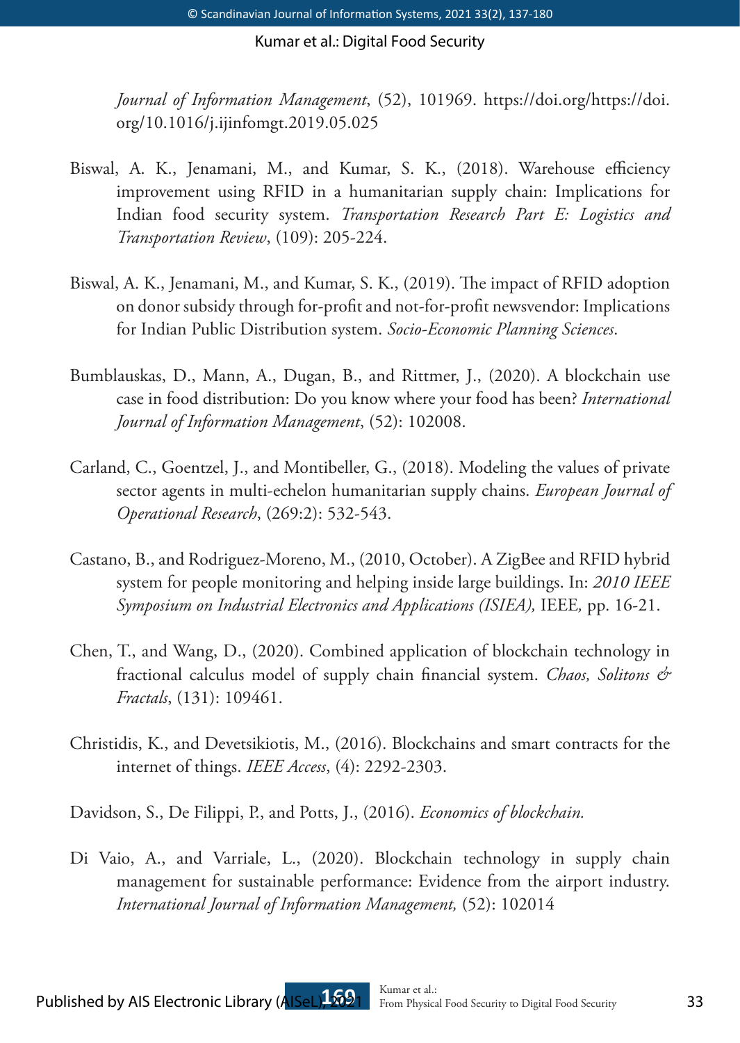*Journal of Information Management*, (52), 101969. https://doi.org/https://doi.org/10.1016/j.ijinfomgt.2019.05.025

Biswal, A. K., Jenamani, M., and Kumar, S. K., (2018). Warehouse efficiency improvement using RFID in a humanitarian supply chain: Implications for Indian food security system. *Transportation Research Part E: Logistics and Transportation Review*, (109): 205-224.

Biswal, A. K., Jenamani, M., and Kumar, S. K., (2019). The impact of RFID adoption on donor subsidy through for-profit and not-for-profit newsvendor: Implications for Indian Public Distribution system. *Socio-Economic Planning Sciences*.

Bumblauskas, D., Mann, A., Dugan, B., and Rittmer, J., (2020). A blockchain use case in food distribution: Do you know where your food has been? *International Journal of Information Management*, (52): 102008.

Carland, C., Goentzel, J., and Montibeller, G., (2018). Modeling the values of private sector agents in multi-echelon humanitarian supply chains. *European Journal of Operational Research*, (269:2): 532-543.

Castano, B., and Rodriguez-Moreno, M., (2010, October). A ZigBee and RFID hybrid system for people monitoring and helping inside large buildings. In: *2010 IEEE Symposium on Industrial Electronics and Applications (ISIEA),* IEEE*,* pp. 16-21.

Chen, T., and Wang, D., (2020). Combined application of blockchain technology in fractional calculus model of supply chain financial system. *Chaos, Solitons & Fractals*, (131): 109461.

Christidis, K., and Devetsikiotis, M., (2016). Blockchains and smart contracts for the internet of things. *IEEE Access*, (4): 2292-2303.

Davidson, S., De Filippi, P., and Potts, J., (2016). *Economics of blockchain.*

Di Vaio, A., and Varriale, L., (2020). Blockchain technology in supply chain management for sustainable performance: Evidence from the airport industry. *International Journal of Information Management,* (52): 102014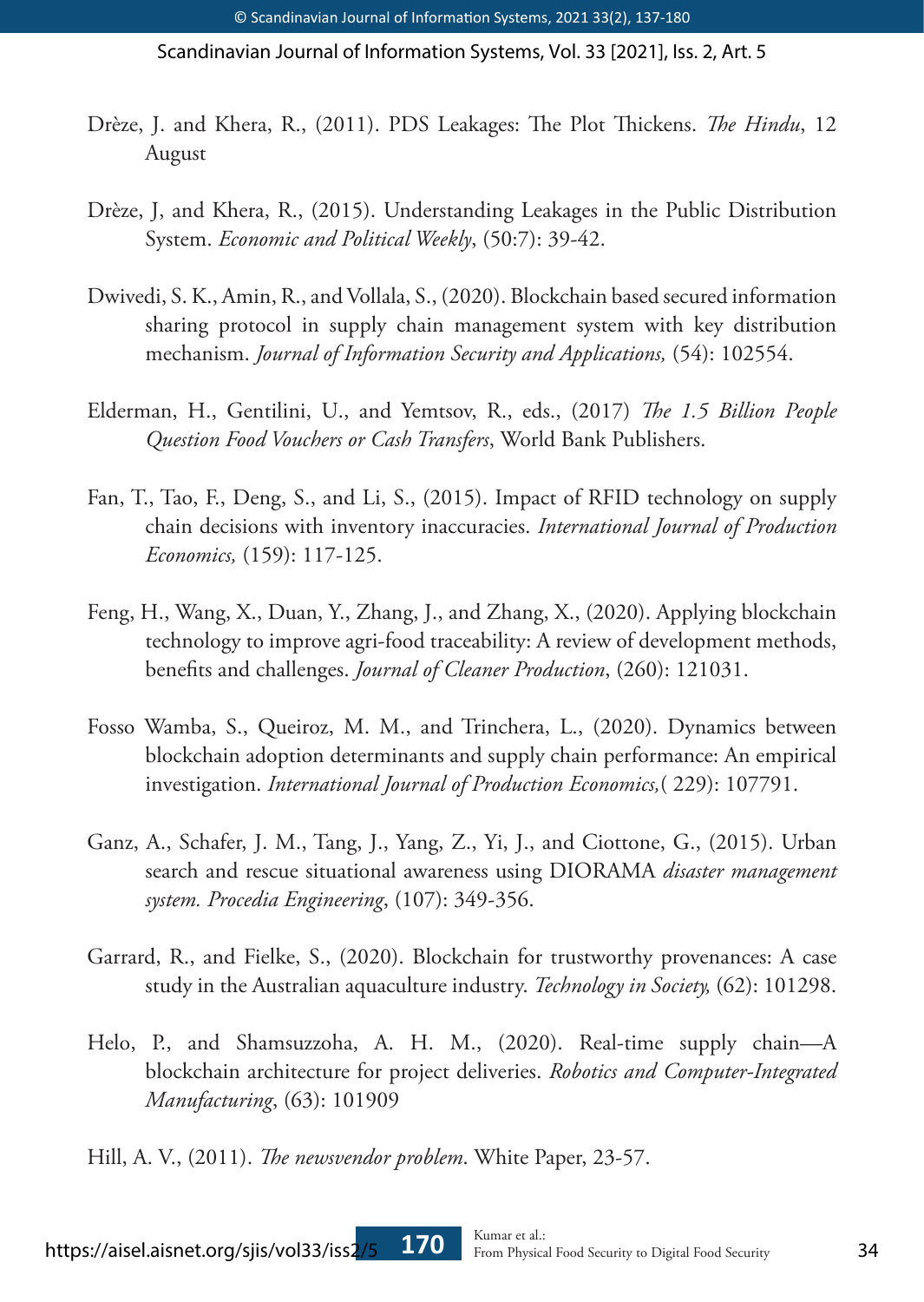Drèze, J. and Khera, R., (2011). PDS Leakages: The Plot Thickens. *The Hindu*, 12 August

Drèze, J, and Khera, R., (2015). Understanding Leakages in the Public Distribution System. *Economic and Political Weekly*, (50:7): 39-42.

Dwivedi, S. K., Amin, R., and Vollala, S., (2020). Blockchain based secured information sharing protocol in supply chain management system with key distribution mechanism. *Journal of Information Security and Applications,* (54): 102554.

Elderman, H., Gentilini, U., and Yemtsov, R., eds., (2017) *The 1.5 Billion People Question Food Vouchers or Cash Transfers*, World Bank Publishers.

Fan, T., Tao, F., Deng, S., and Li, S., (2015). Impact of RFID technology on supply chain decisions with inventory inaccuracies. *International Journal of Production Economics,* (159): 117-125.

Feng, H., Wang, X., Duan, Y., Zhang, J., and Zhang, X., (2020). Applying blockchain technology to improve agri-food traceability: A review of development methods, benefits and challenges. *Journal of Cleaner Production*, (260): 121031.

Fosso Wamba, S., Queiroz, M. M., and Trinchera, L., (2020). Dynamics between blockchain adoption determinants and supply chain performance: An empirical investigation. *International Journal of Production Economics,*( 229): 107791.

Ganz, A., Schafer, J. M., Tang, J., Yang, Z., Yi, J., and Ciottone, G., (2015). Urban search and rescue situational awareness using DIORAMA *disaster management system. Procedia Engineering*, (107): 349-356.

Garrard, R., and Fielke, S., (2020). Blockchain for trustworthy provenances: A case study in the Australian aquaculture industry. *Technology in Society,* (62): 101298.

Helo, P., and Shamsuzzoha, A. H. M., (2020). Real-time supply chain—A blockchain architecture for project deliveries. *Robotics and Computer-Integrated Manufacturing*, (63): 101909

Hill, A. V., (2011). *The newsvendor problem*. White Paper, 23-57.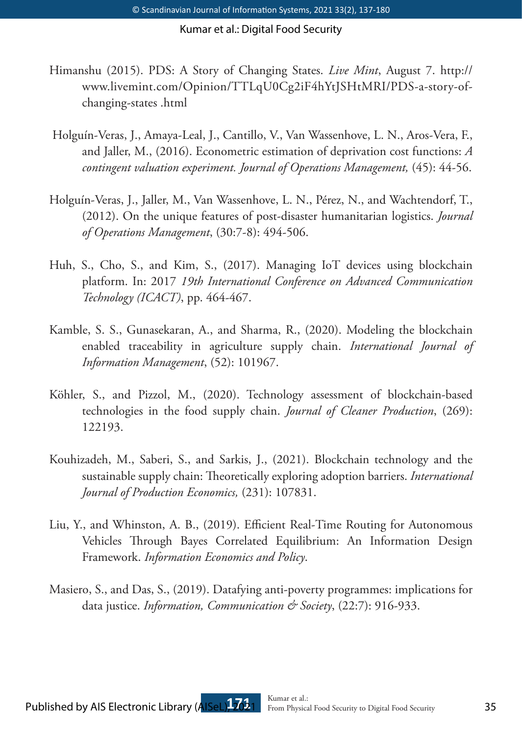Himanshu (2015). PDS: A Story of Changing States. *Live Mint*, August 7. http://www.livemint.com/Opinion/TTLqU0Cg2iF4hYtJSHtMRI/PDS-a-story-of-changing-states .html

Holguín-Veras, J., Amaya-Leal, J., Cantillo, V., Van Wassenhove, L. N., Aros-Vera, F., and Jaller, M., (2016). Econometric estimation of deprivation cost functions: *A contingent valuation experiment. Journal of Operations Management,* (45): 44-56.

Holguín-Veras, J., Jaller, M., Van Wassenhove, L. N., Pérez, N., and Wachtendorf, T., (2012). On the unique features of post-disaster humanitarian logistics. *Journal of Operations Management*, (30:7-8): 494-506.

Huh, S., Cho, S., and Kim, S., (2017). Managing IoT devices using blockchain platform. In: 2017 *19th International Conference on Advanced Communication Technology (ICACT)*, pp. 464-467.

Kamble, S. S., Gunasekaran, A., and Sharma, R., (2020). Modeling the blockchain enabled traceability in agriculture supply chain. *International Journal of Information Management*, (52): 101967.

Köhler, S., and Pizzol, M., (2020). Technology assessment of blockchain-based technologies in the food supply chain. *Journal of Cleaner Production*, (269): 122193.

Kouhizadeh, M., Saberi, S., and Sarkis, J., (2021). Blockchain technology and the sustainable supply chain: Theoretically exploring adoption barriers. *International Journal of Production Economics,* (231): 107831.

Liu, Y., and Whinston, A. B., (2019). Efficient Real-Time Routing for Autonomous Vehicles Through Bayes Correlated Equilibrium: An Information Design Framework. *Information Economics and Policy*.

Masiero, S., and Das, S., (2019). Datafying anti-poverty programmes: implications for data justice. *Information, Communication & Society*, (22:7): 916-933.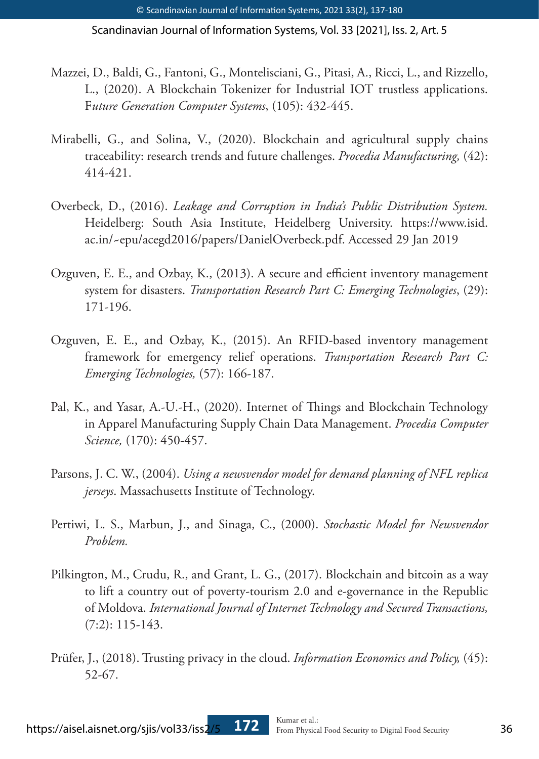Mazzei, D., Baldi, G., Fantoni, G., Montelisciani, G., Pitasi, A., Ricci, L., and Rizzello, L., (2020). A Blockchain Tokenizer for Industrial IOT trustless applications. F*uture Generation Computer Systems*, (105): 432-445.

Mirabelli, G., and Solina, V., (2020). Blockchain and agricultural supply chains traceability: research trends and future challenges. *Procedia Manufacturing,* (42): 414-421.

Overbeck, D., (2016). *Leakage and Corruption in India's Public Distribution System.* Heidelberg: South Asia Institute, Heidelberg University. https://www.isid.ac.in/~epu/acegd2016/papers/DanielOverbeck.pdf. Accessed 29 Jan 2019

Ozguven, E. E., and Ozbay, K., (2013). A secure and efficient inventory management system for disasters. *Transportation Research Part C: Emerging Technologies*, (29): 171-196.

Ozguven, E. E., and Ozbay, K., (2015). An RFID-based inventory management framework for emergency relief operations. *Transportation Research Part C: Emerging Technologies,* (57): 166-187.

Pal, K., and Yasar, A.-U.-H., (2020). Internet of Things and Blockchain Technology in Apparel Manufacturing Supply Chain Data Management. *Procedia Computer Science,* (170): 450-457.

Parsons, J. C. W., (2004). *Using a newsvendor model for demand planning of NFL replica jerseys*. Massachusetts Institute of Technology.

Pertiwi, L. S., Marbun, J., and Sinaga, C., (2000). *Stochastic Model for Newsvendor Problem.*

Pilkington, M., Crudu, R., and Grant, L. G., (2017). Blockchain and bitcoin as a way to lift a country out of poverty-tourism 2.0 and e-governance in the Republic of Moldova. *International Journal of Internet Technology and Secured Transactions,* (7:2): 115-143.

Prüfer, J., (2018). Trusting privacy in the cloud. *Information Economics and Policy,* (45): 52-67.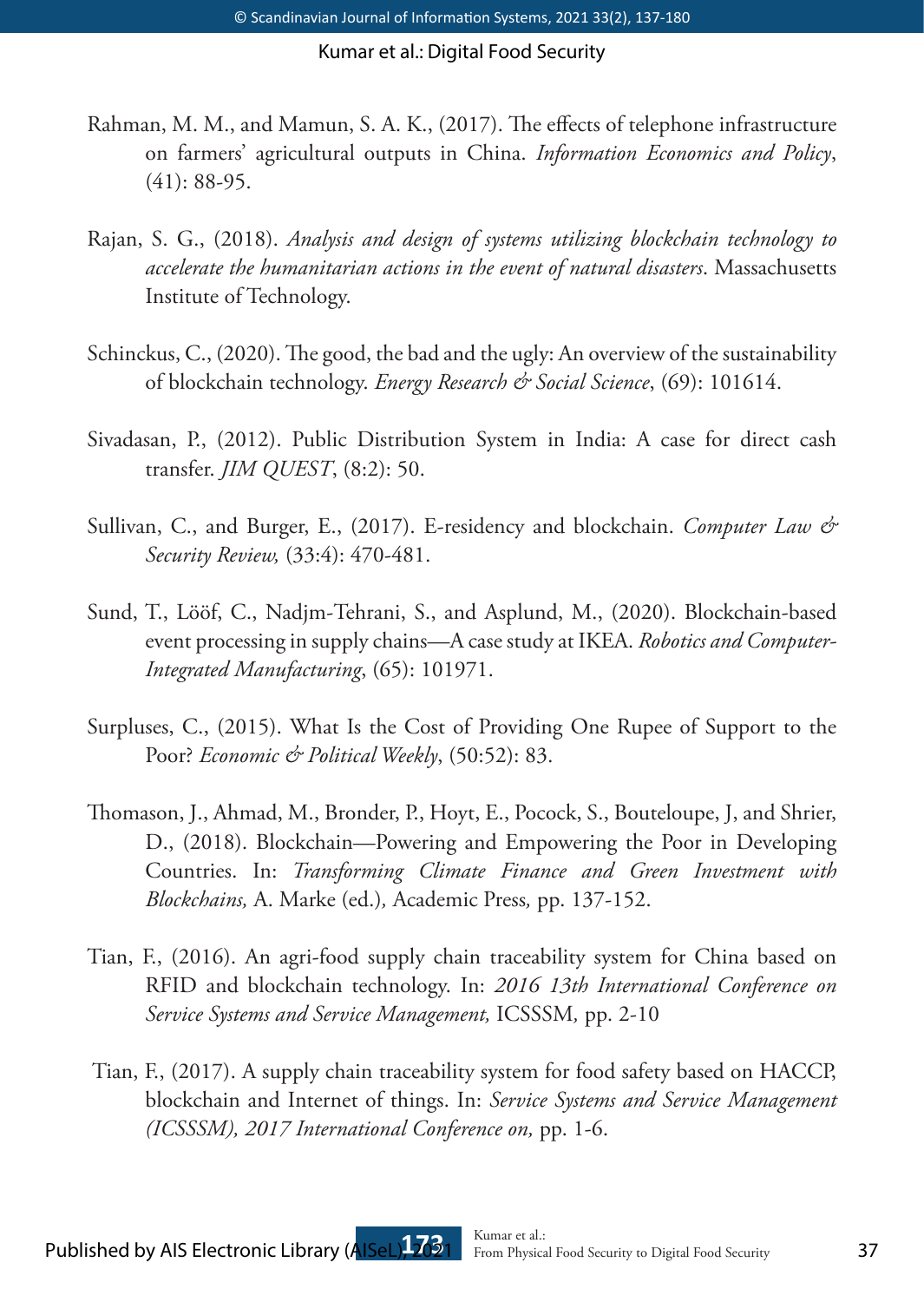Rahman, M. M., and Mamun, S. A. K., (2017). The effects of telephone infrastructure on farmers' agricultural outputs in China. *Information Economics and Policy*, (41): 88-95.

Rajan, S. G., (2018). *Analysis and design of systems utilizing blockchain technology to accelerate the humanitarian actions in the event of natural disasters*. Massachusetts Institute of Technology.

Schinckus, C., (2020). The good, the bad and the ugly: An overview of the sustainability of blockchain technology. *Energy Research & Social Science*, (69): 101614.

Sivadasan, P., (2012). Public Distribution System in India: A case for direct cash transfer. *JIM QUEST*, (8:2): 50.

Sullivan, C., and Burger, E., (2017). E-residency and blockchain. *Computer Law & Security Review,* (33:4): 470-481.

Sund, T., Lööf, C., Nadjm-Tehrani, S., and Asplund, M., (2020). Blockchain-based event processing in supply chains—A case study at IKEA. *Robotics and Computer-Integrated Manufacturing*, (65): 101971.

Surpluses, C., (2015). What Is the Cost of Providing One Rupee of Support to the Poor? *Economic & Political Weekly*, (50:52): 83.

Thomason, J., Ahmad, M., Bronder, P., Hoyt, E., Pocock, S., Bouteloupe, J, and Shrier, D., (2018). Blockchain—Powering and Empowering the Poor in Developing Countries. In: *Transforming Climate Finance and Green Investment with Blockchains,* A. Marke (ed.)*,* Academic Press*,* pp. 137-152.

Tian, F., (2016). An agri-food supply chain traceability system for China based on RFID and blockchain technology. In: *2016 13th International Conference on Service Systems and Service Management,* ICSSSM*,* pp. 2-10

Tian, F., (2017). A supply chain traceability system for food safety based on HACCP, blockchain and Internet of things. In: *Service Systems and Service Management (ICSSSM), 2017 International Conference on,* pp. 1-6.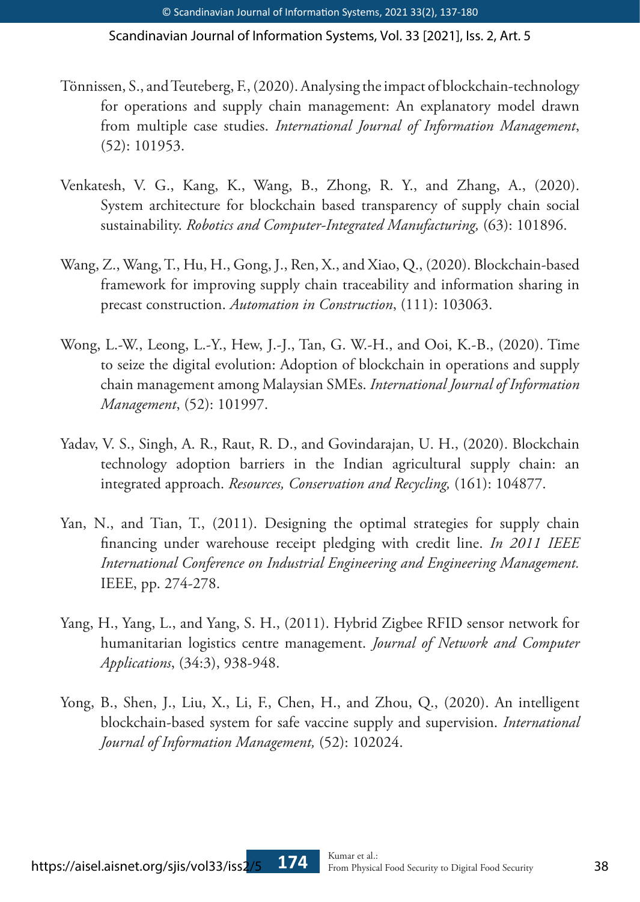Tönnissen, S., and Teuteberg, F., (2020). Analysing the impact of blockchain-technology for operations and supply chain management: An explanatory model drawn from multiple case studies. *International Journal of Information Management*, (52): 101953.

Venkatesh, V. G., Kang, K., Wang, B., Zhong, R. Y., and Zhang, A., (2020). System architecture for blockchain based transparency of supply chain social sustainability. *Robotics and Computer-Integrated Manufacturing,* (63): 101896.

Wang, Z., Wang, T., Hu, H., Gong, J., Ren, X., and Xiao, Q., (2020). Blockchain-based framework for improving supply chain traceability and information sharing in precast construction. *Automation in Construction*, (111): 103063.

Wong, L.-W., Leong, L.-Y., Hew, J.-J., Tan, G. W.-H., and Ooi, K.-B., (2020). Time to seize the digital evolution: Adoption of blockchain in operations and supply chain management among Malaysian SMEs. *International Journal of Information Management*, (52): 101997.

Yadav, V. S., Singh, A. R., Raut, R. D., and Govindarajan, U. H., (2020). Blockchain technology adoption barriers in the Indian agricultural supply chain: an integrated approach. *Resources, Conservation and Recycling,* (161): 104877.

Yan, N., and Tian, T., (2011). Designing the optimal strategies for supply chain financing under warehouse receipt pledging with credit line. *In 2011 IEEE International Conference on Industrial Engineering and Engineering Management.* IEEE, pp. 274-278.

Yang, H., Yang, L., and Yang, S. H., (2011). Hybrid Zigbee RFID sensor network for humanitarian logistics centre management. *Journal of Network and Computer Applications*, (34:3), 938-948.

Yong, B., Shen, J., Liu, X., Li, F., Chen, H., and Zhou, Q., (2020). An intelligent blockchain-based system for safe vaccine supply and supervision. *International Journal of Information Management,* (52): 102024.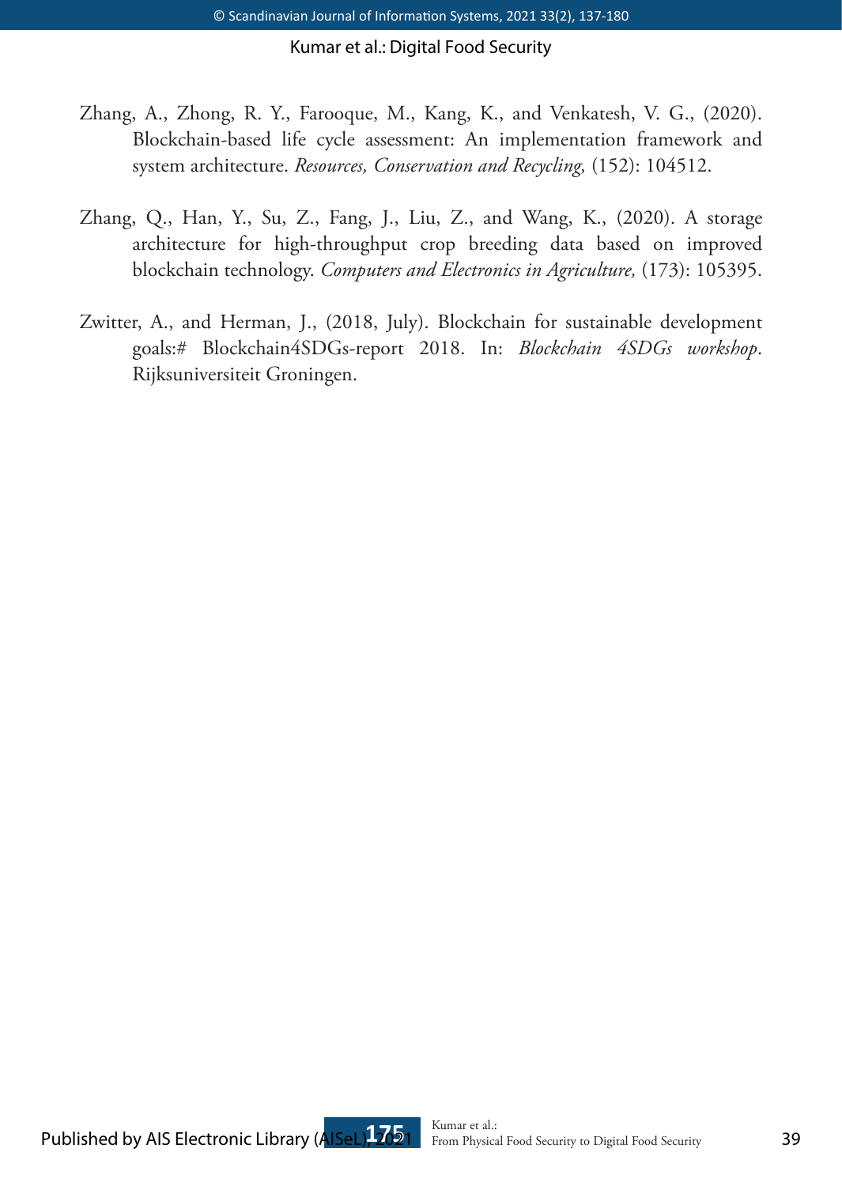Zhang, A., Zhong, R. Y., Farooque, M., Kang, K., and Venkatesh, V. G., (2020). Blockchain-based life cycle assessment: An implementation framework and system architecture. *Resources, Conservation and Recycling,* (152): 104512.

Zhang, Q., Han, Y., Su, Z., Fang, J., Liu, Z., and Wang, K., (2020). A storage architecture for high-throughput crop breeding data based on improved blockchain technology. *Computers and Electronics in Agriculture,* (173): 105395.

Zwitter, A., and Herman, J., (2018, July). Blockchain for sustainable development goals:# Blockchain4SDGs-report 2018. In: *Blockchain 4SDGs workshop*. Rijksuniversiteit Groningen.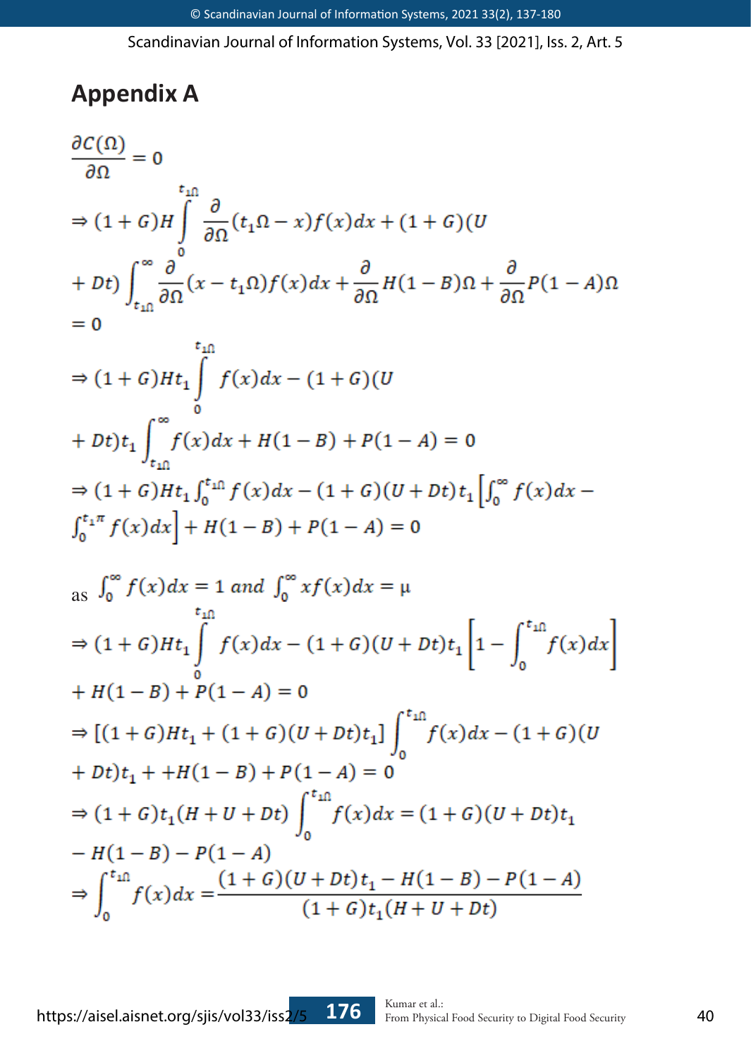## Appendix A

$$\frac{\partial C(\Omega)}{\partial \Omega} = 0$$

$$\Rightarrow (1+G)H\int_{0}^{t_1\Omega} \frac{\partial}{\partial \Omega}(t_1\Omega - x)f(x)dx + (1+G)(U + Dt)\int_{t_1\Omega}^{\infty} \frac{\partial}{\partial \Omega}(x - t_1\Omega)f(x)dx + \frac{\partial}{\partial \Omega}H(1-B)\Omega + \frac{\partial}{\partial \Omega}P(1-A)\Omega = 0$$

$$\Rightarrow (1+G)Ht_1\int_{0}^{t_1\Omega} f(x)dx - (1+G)(U + Dt)t_1\int_{t_1\Omega}^{\infty} f(x)dx + H(1-B) + P(1-A) = 0$$

$$\Rightarrow (1+G)Ht_1\int_{0}^{t_1\Omega} f(x)dx - (1+G)(U+Dt)t_1\left[\int_{0}^{\infty} f(x)dx - \int_{0}^{t_1\pi} f(x)dx\right] + H(1-B) + P(1-A) = 0$$

as $\int_{0}^{\infty} f(x)dx = 1 \; and \; \int_{0}^{\infty} xf(x)dx = \mu$

$$\Rightarrow (1+G)Ht_1\int_{0}^{t_1\Omega} f(x)dx - (1+G)(U+Dt)t_1\left[1 - \int_{0}^{t_1\Omega} f(x)dx\right] + H(1-B) + P(1-A) = 0$$

$$\Rightarrow [(1+G)Ht_1 + (1+G)(U+Dt)t_1]\int_{0}^{t_1\Omega} f(x)dx - (1+G)(U + Dt)t_1 + +H(1-B) + P(1-A) = 0$$

$$\Rightarrow (1+G)t_1(H+U+Dt)\int_{0}^{t_1\Omega} f(x)dx = (1+G)(U+Dt)t_1 - H(1-B) - P(1-A)$$

$$\Rightarrow \int_{0}^{t_1\Omega} f(x)dx = \frac{(1+G)(U+Dt)t_1 - H(1-B) - P(1-A)}{(1+G)t_1(H+U+Dt)}$$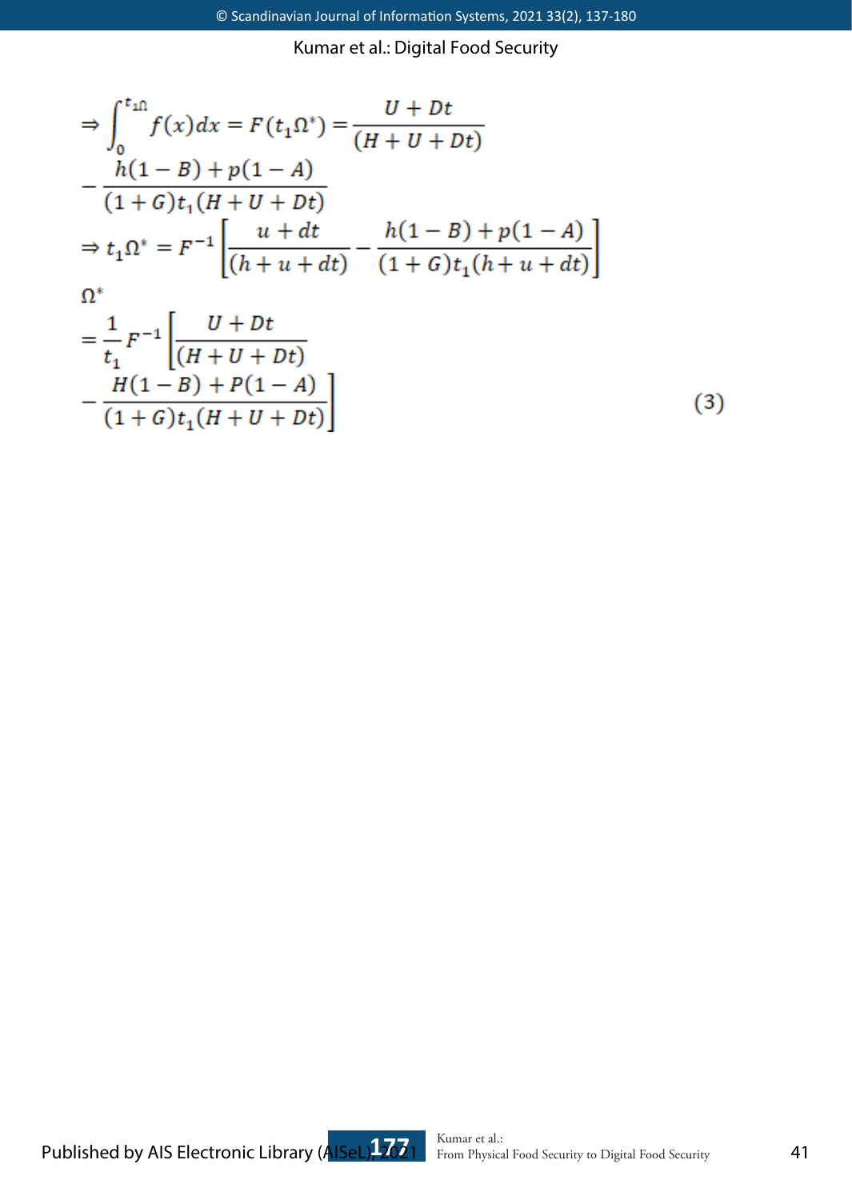$$\Rightarrow \int_0^{t_1\Omega} f(x)dx = F(t_1\Omega^*) = \frac{U + Dt}{(H + U + Dt)} - \frac{h(1 - B) + p(1 - A)}{(1 + G)t_1(H + U + Dt)}$$

$$\Rightarrow t_1\Omega^* = F^{-1}\left[\frac{u + dt}{(h + u + dt)} - \frac{h(1 - B) + p(1 - A)}{(1 + G)t_1(h + u + dt)}\right]$$

$$\Omega^* = \frac{1}{t_1} F^{-1}\left[\frac{U + Dt}{(H + U + Dt)} - \frac{H(1 - B) + P(1 - A)}{(1 + G)t_1(H + U + Dt)}\right] \tag{3}$$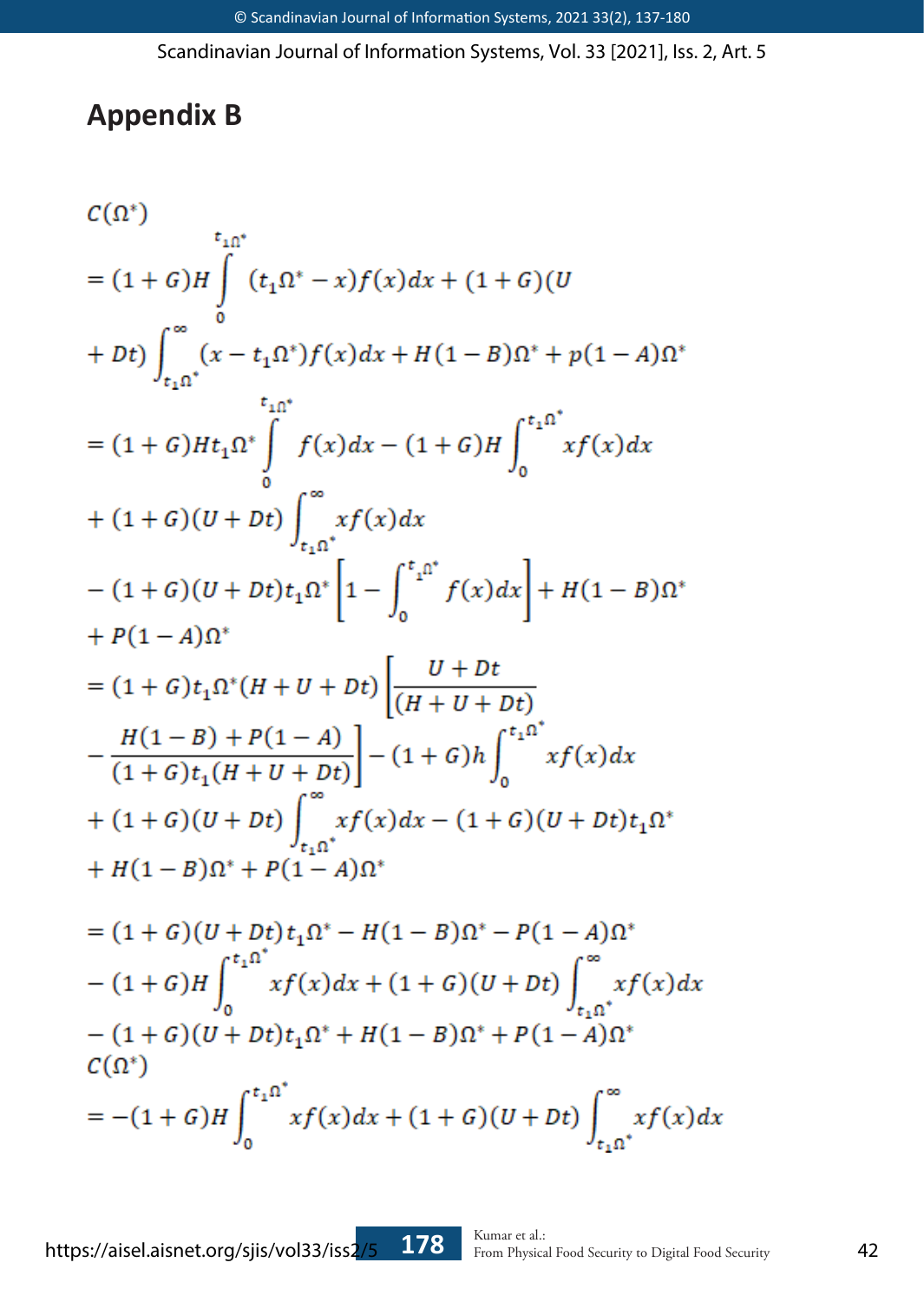## Appendix B

$$
\begin{aligned}
C(\Omega^*) &= (1+G)H\int_{0}^{t_1\Omega^*}(t_1\Omega^* - x)f(x)dx + (1+G)(U \\
&\quad + Dt)\int_{t_1\Omega^*}^{\infty}(x - t_1\Omega^*)f(x)dx + H(1-B)\Omega^* + p(1-A)\Omega^* \\
&= (1+G)Ht_1\Omega^*\int_{0}^{t_1\Omega^*} f(x)dx - (1+G)H\int_{0}^{t_1\Omega^*} xf(x)dx \\
&\quad + (1+G)(U+Dt)\int_{t_1\Omega^*}^{\infty} xf(x)dx \\
&\quad - (1+G)(U+Dt)t_1\Omega^*\left[1 - \int_{0}^{t_1\Omega^*} f(x)dx\right] + H(1-B)\Omega^* \\
&\quad + P(1-A)\Omega^* \\
&= (1+G)t_1\Omega^*(H+U+Dt)\left[\frac{U+Dt}{(H+U+Dt)}\right. \\
&\quad \left. - \frac{H(1-B)+P(1-A)}{(1+G)t_1(H+U+Dt)}\right] - (1+G)h\int_{0}^{t_1\Omega^*} xf(x)dx \\
&\quad + (1+G)(U+Dt)\int_{t_1\Omega^*}^{\infty} xf(x)dx - (1+G)(U+Dt)t_1\Omega^* \\
&\quad + H(1-B)\Omega^* + P(1-A)\Omega^* \\
&= (1+G)(U+Dt)t_1\Omega^* - H(1-B)\Omega^* - P(1-A)\Omega^* \\
&\quad - (1+G)H\int_{0}^{t_1\Omega^*} xf(x)dx + (1+G)(U+Dt)\int_{t_1\Omega^*}^{\infty} xf(x)dx \\
&\quad - (1+G)(U+Dt)t_1\Omega^* + H(1-B)\Omega^* + P(1-A)\Omega^*
\end{aligned}
$$

$$
\begin{aligned}
C(\Omega^*) &= -(1+G)H\int_{0}^{t_1\Omega^*} xf(x)dx + (1+G)(U+Dt)\int_{t_1\Omega^*}^{\infty} xf(x)dx
\end{aligned}
$$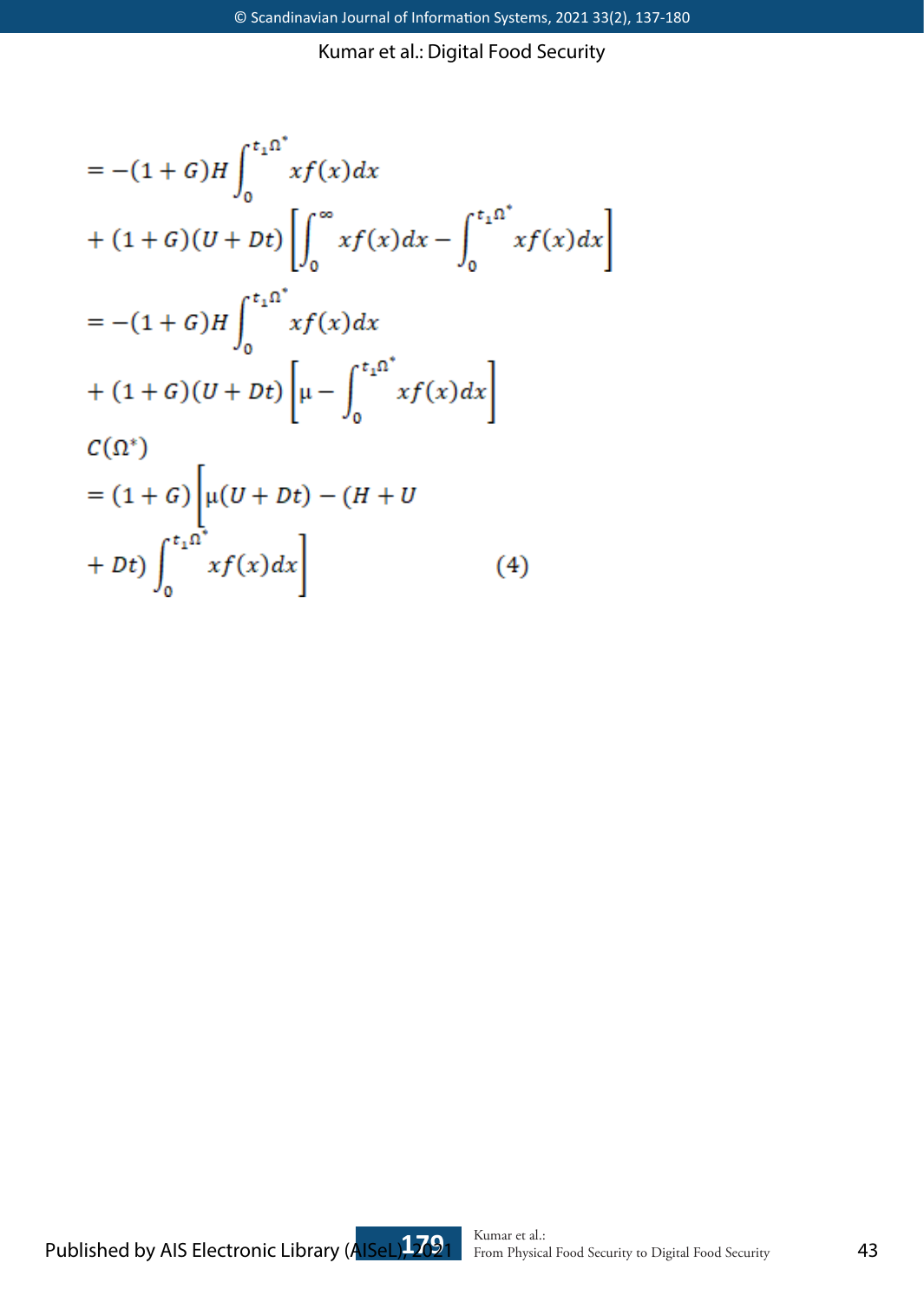$$= -(1+G)H\int_0^{t_1\Omega^*} xf(x)dx$$

$$+ (1+G)(U+Dt)\left[\int_0^{\infty} xf(x)dx - \int_0^{t_1\Omega^*} xf(x)dx\right]$$

$$= -(1+G)H\int_0^{t_1\Omega^*} xf(x)dx$$

$$+ (1+G)(U+Dt)\left[\mu - \int_0^{t_1\Omega^*} xf(x)dx\right]$$

$$C(\Omega^*)$$

$$= (1+G)\left[\mu(U+Dt) - (H+U\right.$$

$$\left. + Dt)\int_0^{t_1\Omega^*} xf(x)dx\right] \qquad (4)$$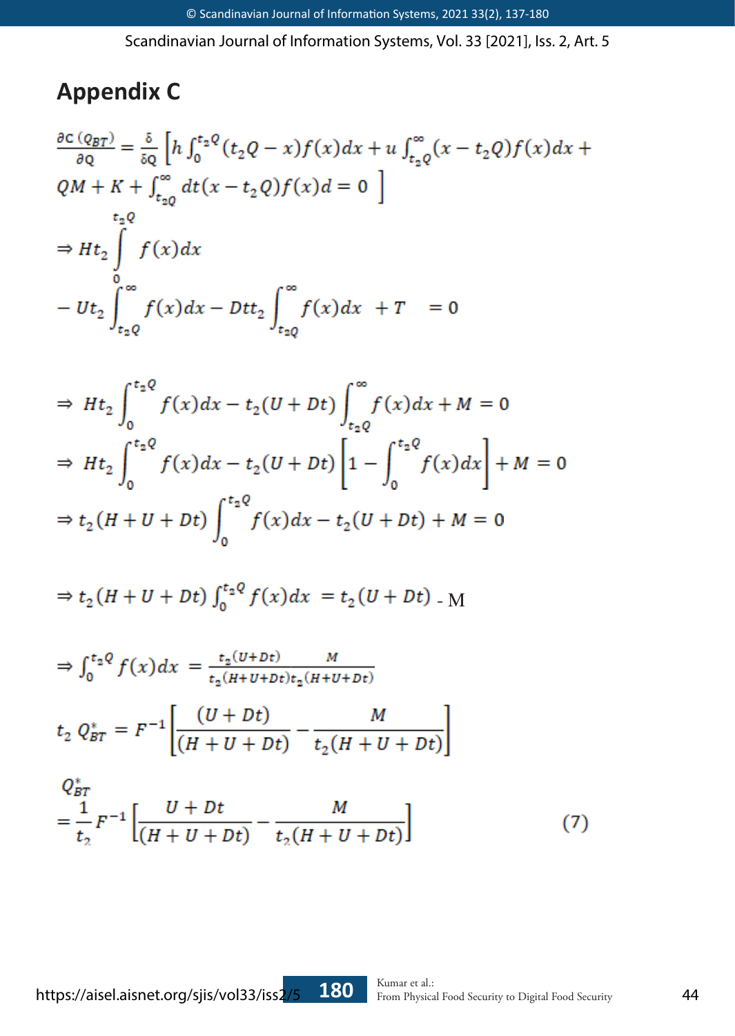## Appendix C

$$\frac{\partial C\,(Q_{BT})}{\partial Q} = \frac{\delta}{\delta Q}\left[h\int_0^{t_2Q}(t_2Q - x)f(x)dx + u\int_{t_2Q}^{\infty}(x - t_2Q)f(x)dx + QM + K + \int_{t_2Q}^{\infty} dt(x - t_2Q)f(x)d = 0\ \right]$$

$$\Rightarrow Ht_2\int_0^{t_2Q} f(x)dx - Ut_2\int_{t_2Q}^{\infty} f(x)dx - Dtt_2\int_{t_2Q}^{\infty} f(x)dx\ + T\ \ = 0$$

$$\Rightarrow\ Ht_2\int_0^{t_2Q} f(x)dx - t_2(U + Dt)\int_{t_2Q}^{\infty} f(x)dx + M = 0$$

$$\Rightarrow\ Ht_2\int_0^{t_2Q} f(x)dx - t_2(U + Dt)\left[1 - \int_0^{t_2Q} f(x)dx\right] + M = 0$$

$$\Rightarrow t_2(H + U + Dt)\int_0^{t_2Q} f(x)dx - t_2(U + Dt) + M = 0$$

$$\Rightarrow t_2(H + U + Dt)\int_0^{t_2Q} f(x)dx\ = t_2(U + Dt) - M$$

$$\Rightarrow \int_0^{t_2Q} f(x)dx\ = \frac{t_2(U+Dt)\qquad\quad M}{t_2(H+U+Dt)t_2(H+U+Dt)}$$

$$t_2\ Q_{BT}^{*}\ = F^{-1}\left[\frac{(U + Dt)}{(H + U + Dt)} - \frac{M}{t_2(H + U + Dt)}\right]$$

$$Q_{BT}^{*} = \frac{1}{t_2}F^{-1}\left[\frac{U + Dt}{(H + U + Dt)} - \frac{M}{t_2(H + U + Dt)}\right] \qquad (7)$$